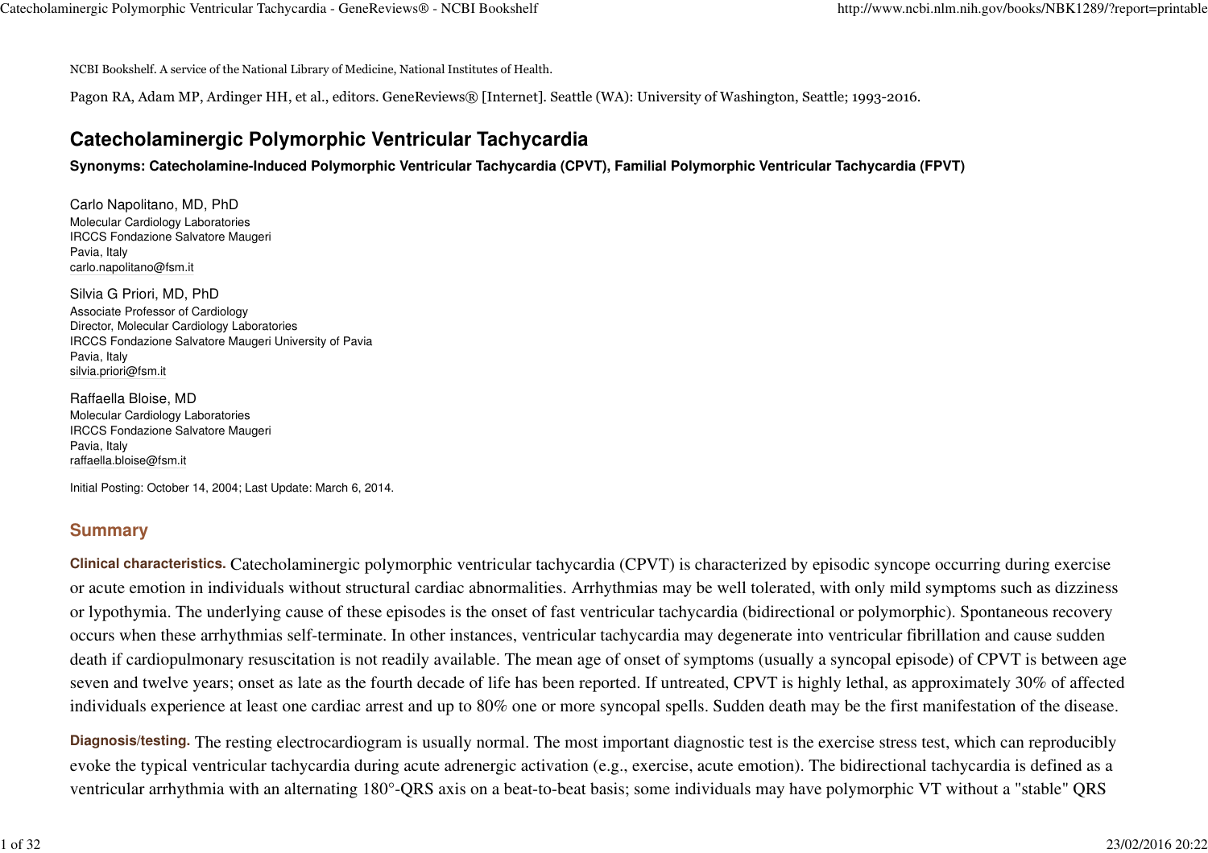NCBI Bookshelf. A service of the National Library of Medicine, National Institutes of Health.

Pagon RA, Adam MP, Ardinger HH, et al., editors. GeneReviews® [Internet]. Seattle (WA): University of Washington, Seattle; 1993-2016.

# Catecholaminergic Polymorphic Ventricular Tachycardia

**Synonyms: Catecholamine-Induced Polymorphic Ventricular Tachycardia (CPVT), Familial Polymorphic Ventricular Tachycardia (FPVT)**

Carlo Napolitano, MD, PhD
Molecular Cardiology Laboratories
IRCCS Fondazione Salvatore Maugeri
Pavia, Italy
carlo.napolitano@fsm.it

Silvia G Priori, MD, PhD
Associate Professor of Cardiology
Director, Molecular Cardiology Laboratories
IRCCS Fondazione Salvatore Maugeri University of Pavia
Pavia, Italy
silvia.priori@fsm.it

Raffaella Bloise, MD
Molecular Cardiology Laboratories
IRCCS Fondazione Salvatore Maugeri
Pavia, Italy
raffaella.bloise@fsm.it

Initial Posting: October 14, 2004; Last Update: March 6, 2014.

## Summary

**Clinical characteristics.** Catecholaminergic polymorphic ventricular tachycardia (CPVT) is characterized by episodic syncope occurring during exercise or acute emotion in individuals without structural cardiac abnormalities. Arrhythmias may be well tolerated, with only mild symptoms such as dizziness or lypothymia. The underlying cause of these episodes is the onset of fast ventricular tachycardia (bidirectional or polymorphic). Spontaneous recovery occurs when these arrhythmias self-terminate. In other instances, ventricular tachycardia may degenerate into ventricular fibrillation and cause sudden death if cardiopulmonary resuscitation is not readily available. The mean age of onset of symptoms (usually a syncopal episode) of CPVT is between age seven and twelve years; onset as late as the fourth decade of life has been reported. If untreated, CPVT is highly lethal, as approximately 30% of affected individuals experience at least one cardiac arrest and up to 80% one or more syncopal spells. Sudden death may be the first manifestation of the disease.

**Diagnosis/testing.** The resting electrocardiogram is usually normal. The most important diagnostic test is the exercise stress test, which can reproducibly evoke the typical ventricular tachycardia during acute adrenergic activation (e.g., exercise, acute emotion). The bidirectional tachycardia is defined as a ventricular arrhythmia with an alternating 180°-QRS axis on a beat-to-beat basis; some individuals may have polymorphic VT without a "stable" QRS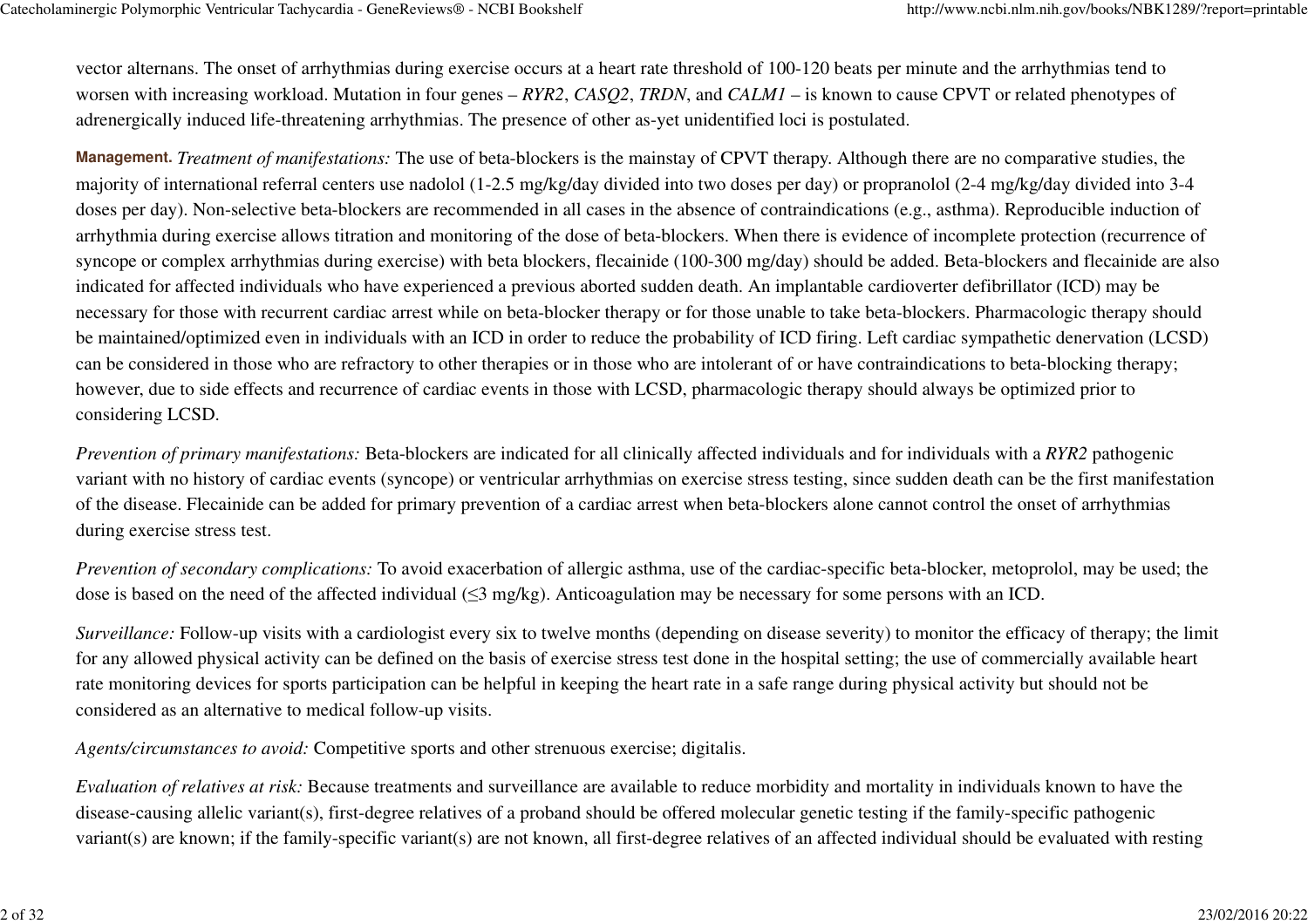vector alternans. The onset of arrhythmias during exercise occurs at a heart rate threshold of 100-120 beats per minute and the arrhythmias tend to worsen with increasing workload. Mutation in four genes – *RYR2*, *CASQ2*, *TRDN*, and *CALM1* – is known to cause CPVT or related phenotypes of adrenergically induced life-threatening arrhythmias. The presence of other as-yet unidentified loci is postulated.

**Management.** *Treatment of manifestations:* The use of beta-blockers is the mainstay of CPVT therapy. Although there are no comparative studies, the majority of international referral centers use nadolol (1-2.5 mg/kg/day divided into two doses per day) or propranolol (2-4 mg/kg/day divided into 3-4 doses per day). Non-selective beta-blockers are recommended in all cases in the absence of contraindications (e.g., asthma). Reproducible induction of arrhythmia during exercise allows titration and monitoring of the dose of beta-blockers. When there is evidence of incomplete protection (recurrence of syncope or complex arrhythmias during exercise) with beta blockers, flecainide (100-300 mg/day) should be added. Beta-blockers and flecainide are also indicated for affected individuals who have experienced a previous aborted sudden death. An implantable cardioverter defibrillator (ICD) may be necessary for those with recurrent cardiac arrest while on beta-blocker therapy or for those unable to take beta-blockers. Pharmacologic therapy should be maintained/optimized even in individuals with an ICD in order to reduce the probability of ICD firing. Left cardiac sympathetic denervation (LCSD) can be considered in those who are refractory to other therapies or in those who are intolerant of or have contraindications to beta-blocking therapy; however, due to side effects and recurrence of cardiac events in those with LCSD, pharmacologic therapy should always be optimized prior to considering LCSD.

*Prevention of primary manifestations:* Beta-blockers are indicated for all clinically affected individuals and for individuals with a *RYR2* pathogenic variant with no history of cardiac events (syncope) or ventricular arrhythmias on exercise stress testing, since sudden death can be the first manifestation of the disease. Flecainide can be added for primary prevention of a cardiac arrest when beta-blockers alone cannot control the onset of arrhythmias during exercise stress test.

*Prevention of secondary complications:* To avoid exacerbation of allergic asthma, use of the cardiac-specific beta-blocker, metoprolol, may be used; the dose is based on the need of the affected individual (≤3 mg/kg). Anticoagulation may be necessary for some persons with an ICD.

*Surveillance:* Follow-up visits with a cardiologist every six to twelve months (depending on disease severity) to monitor the efficacy of therapy; the limit for any allowed physical activity can be defined on the basis of exercise stress test done in the hospital setting; the use of commercially available heart rate monitoring devices for sports participation can be helpful in keeping the heart rate in a safe range during physical activity but should not be considered as an alternative to medical follow-up visits.

*Agents/circumstances to avoid:* Competitive sports and other strenuous exercise; digitalis.

*Evaluation of relatives at risk:* Because treatments and surveillance are available to reduce morbidity and mortality in individuals known to have the disease-causing allelic variant(s), first-degree relatives of a proband should be offered molecular genetic testing if the family-specific pathogenic variant(s) are known; if the family-specific variant(s) are not known, all first-degree relatives of an affected individual should be evaluated with resting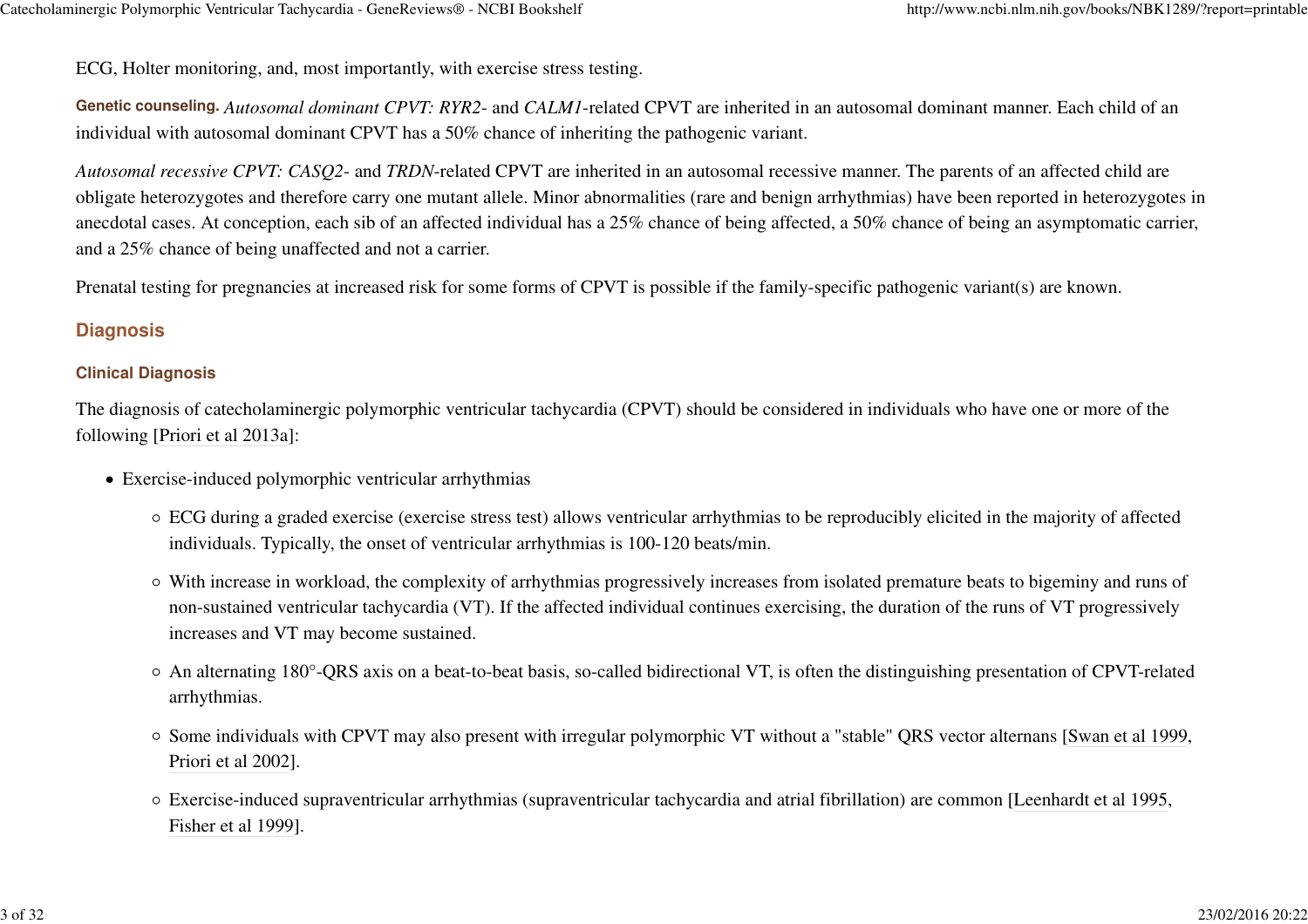ECG, Holter monitoring, and, most importantly, with exercise stress testing.

**Genetic counseling.** *Autosomal dominant CPVT: RYR2-* and *CALM1*-related CPVT are inherited in an autosomal dominant manner. Each child of an individual with autosomal dominant CPVT has a 50% chance of inheriting the pathogenic variant.

*Autosomal recessive CPVT: CASQ2-* and *TRDN*-related CPVT are inherited in an autosomal recessive manner. The parents of an affected child are obligate heterozygotes and therefore carry one mutant allele. Minor abnormalities (rare and benign arrhythmias) have been reported in heterozygotes in anecdotal cases. At conception, each sib of an affected individual has a 25% chance of being affected, a 50% chance of being an asymptomatic carrier, and a 25% chance of being unaffected and not a carrier.

Prenatal testing for pregnancies at increased risk for some forms of CPVT is possible if the family-specific pathogenic variant(s) are known.

## Diagnosis

### Clinical Diagnosis

The diagnosis of catecholaminergic polymorphic ventricular tachycardia (CPVT) should be considered in individuals who have one or more of the following [Priori et al 2013a]:

- Exercise-induced polymorphic ventricular arrhythmias
  - ECG during a graded exercise (exercise stress test) allows ventricular arrhythmias to be reproducibly elicited in the majority of affected individuals. Typically, the onset of ventricular arrhythmias is 100-120 beats/min.
  - With increase in workload, the complexity of arrhythmias progressively increases from isolated premature beats to bigeminy and runs of non-sustained ventricular tachycardia (VT). If the affected individual continues exercising, the duration of the runs of VT progressively increases and VT may become sustained.
  - An alternating 180°-QRS axis on a beat-to-beat basis, so-called bidirectional VT, is often the distinguishing presentation of CPVT-related arrhythmias.
  - Some individuals with CPVT may also present with irregular polymorphic VT without a "stable" QRS vector alternans [Swan et al 1999, Priori et al 2002].
  - Exercise-induced supraventricular arrhythmias (supraventricular tachycardia and atrial fibrillation) are common [Leenhardt et al 1995, Fisher et al 1999].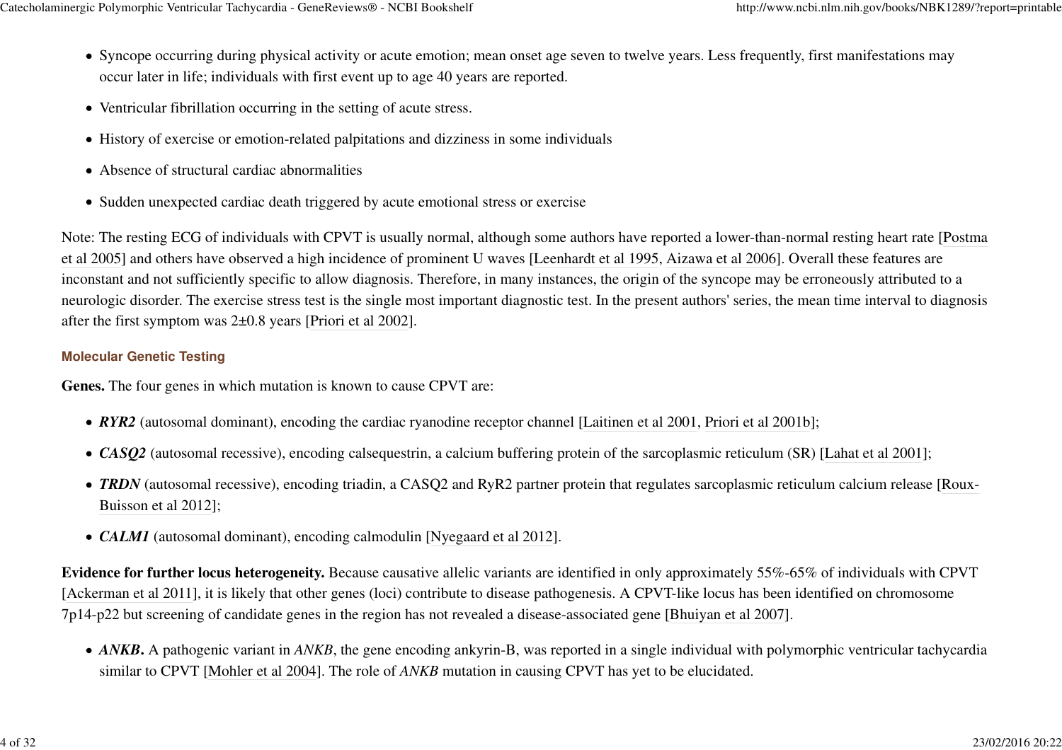- Syncope occurring during physical activity or acute emotion; mean onset age seven to twelve years. Less frequently, first manifestations may occur later in life; individuals with first event up to age 40 years are reported.
- Ventricular fibrillation occurring in the setting of acute stress.
- History of exercise or emotion-related palpitations and dizziness in some individuals
- Absence of structural cardiac abnormalities
- Sudden unexpected cardiac death triggered by acute emotional stress or exercise

Note: The resting ECG of individuals with CPVT is usually normal, although some authors have reported a lower-than-normal resting heart rate [Postma et al 2005] and others have observed a high incidence of prominent U waves [Leenhardt et al 1995, Aizawa et al 2006]. Overall these features are inconstant and not sufficiently specific to allow diagnosis. Therefore, in many instances, the origin of the syncope may be erroneously attributed to a neurologic disorder. The exercise stress test is the single most important diagnostic test. In the present authors' series, the mean time interval to diagnosis after the first symptom was 2±0.8 years [Priori et al 2002].

#### Molecular Genetic Testing

**Genes.** The four genes in which mutation is known to cause CPVT are:

- ***RYR2*** (autosomal dominant), encoding the cardiac ryanodine receptor channel [Laitinen et al 2001, Priori et al 2001b];
- ***CASQ2*** (autosomal recessive), encoding calsequestrin, a calcium buffering protein of the sarcoplasmic reticulum (SR) [Lahat et al 2001];
- ***TRDN*** (autosomal recessive), encoding triadin, a CASQ2 and RyR2 partner protein that regulates sarcoplasmic reticulum calcium release [Roux-Buisson et al 2012];
- ***CALM1*** (autosomal dominant), encoding calmodulin [Nyegaard et al 2012].

**Evidence for further locus heterogeneity.** Because causative allelic variants are identified in only approximately 55%-65% of individuals with CPVT [Ackerman et al 2011], it is likely that other genes (loci) contribute to disease pathogenesis. A CPVT-like locus has been identified on chromosome 7p14-p22 but screening of candidate genes in the region has not revealed a disease-associated gene [Bhuiyan et al 2007].

- ***ANKB*.** A pathogenic variant in *ANKB*, the gene encoding ankyrin-B, was reported in a single individual with polymorphic ventricular tachycardia similar to CPVT [Mohler et al 2004]. The role of *ANKB* mutation in causing CPVT has yet to be elucidated.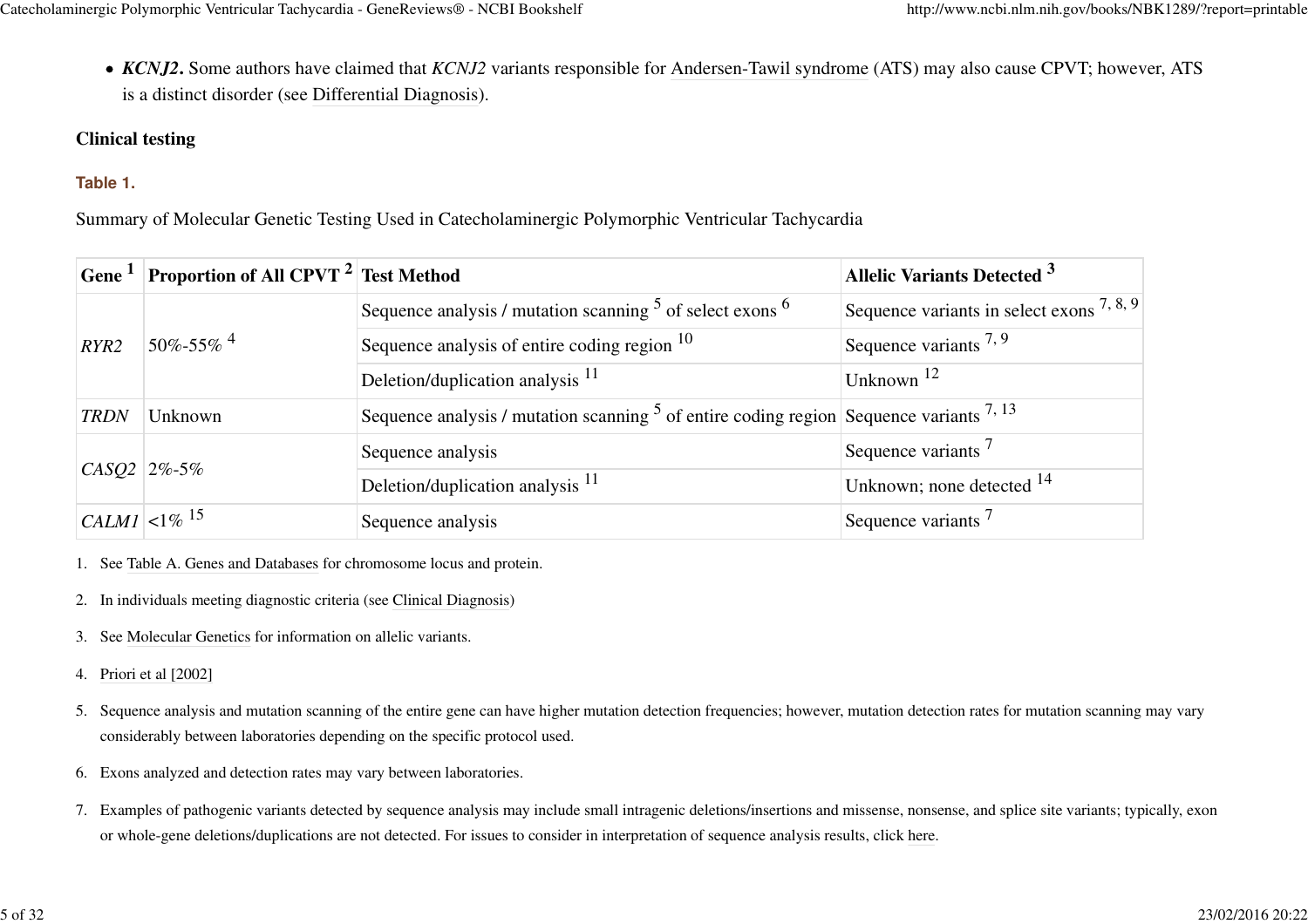- ***KCNJ2*.** Some authors have claimed that *KCNJ2* variants responsible for Andersen-Tawil syndrome (ATS) may also cause CPVT; however, ATS is a distinct disorder (see Differential Diagnosis).

### Clinical testing

**Table 1.**

Summary of Molecular Genetic Testing Used in Catecholaminergic Polymorphic Ventricular Tachycardia

| Gene [1] | Proportion of All CPVT [2] | Test Method | Allelic Variants Detected [3] |
|---|---|---|---|
| *RYR2* | 50%-55% [4] | Sequence analysis / mutation scanning [5] of select exons [6] | Sequence variants in select exons [7, 8, 9] |
| | | Sequence analysis of entire coding region [10] | Sequence variants [7, 9] |
| | | Deletion/duplication analysis [11] | Unknown [12] |
| *TRDN* | Unknown | Sequence analysis / mutation scanning [5] of entire coding region | Sequence variants [7, 13] |
| *CASQ2* | 2%-5% | Sequence analysis | Sequence variants [7] |
| | | Deletion/duplication analysis [11] | Unknown; none detected [14] |
| *CALM1* | <1% [15] | Sequence analysis | Sequence variants [7] |

1. See Table A. Genes and Databases for chromosome locus and protein.
2. In individuals meeting diagnostic criteria (see Clinical Diagnosis)
3. See Molecular Genetics for information on allelic variants.
4. Priori et al [2002]
5. Sequence analysis and mutation scanning of the entire gene can have higher mutation detection frequencies; however, mutation detection rates for mutation scanning may vary considerably between laboratories depending on the specific protocol used.
6. Exons analyzed and detection rates may vary between laboratories.
7. Examples of pathogenic variants detected by sequence analysis may include small intragenic deletions/insertions and missense, nonsense, and splice site variants; typically, exon or whole-gene deletions/duplications are not detected. For issues to consider in interpretation of sequence analysis results, click here.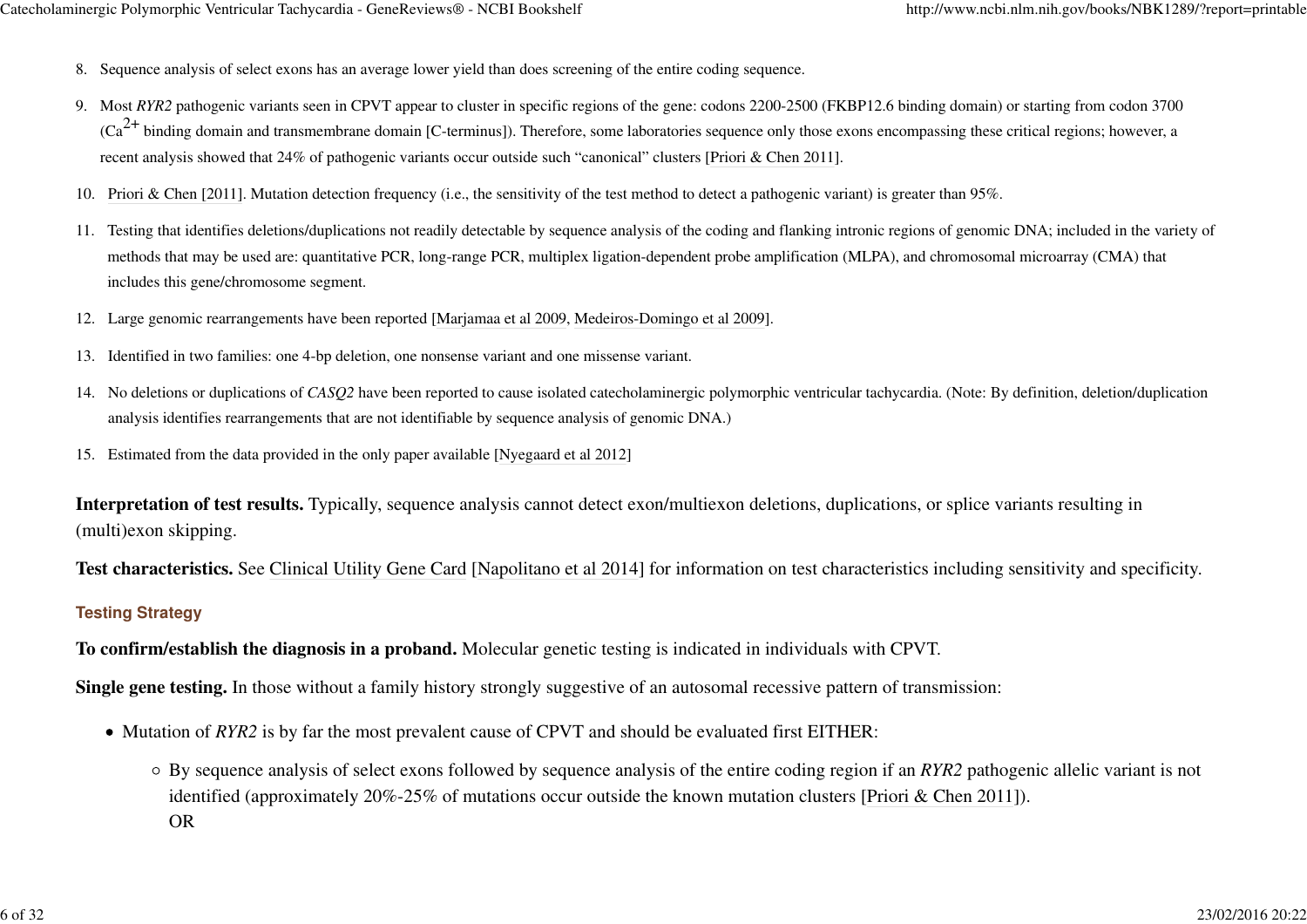8. Sequence analysis of select exons has an average lower yield than does screening of the entire coding sequence.
9. Most *RYR2* pathogenic variants seen in CPVT appear to cluster in specific regions of the gene: codons 2200-2500 (FKBP12.6 binding domain) or starting from codon 3700 ($Ca^{2+}$ binding domain and transmembrane domain [C-terminus]). Therefore, some laboratories sequence only those exons encompassing these critical regions; however, a recent analysis showed that 24% of pathogenic variants occur outside such "canonical" clusters [Priori & Chen 2011].
10. Priori & Chen [2011]. Mutation detection frequency (i.e., the sensitivity of the test method to detect a pathogenic variant) is greater than 95%.
11. Testing that identifies deletions/duplications not readily detectable by sequence analysis of the coding and flanking intronic regions of genomic DNA; included in the variety of methods that may be used are: quantitative PCR, long-range PCR, multiplex ligation-dependent probe amplification (MLPA), and chromosomal microarray (CMA) that includes this gene/chromosome segment.
12. Large genomic rearrangements have been reported [Marjamaa et al 2009, Medeiros-Domingo et al 2009].
13. Identified in two families: one 4-bp deletion, one nonsense variant and one missense variant.
14. No deletions or duplications of *CASQ2* have been reported to cause isolated catecholaminergic polymorphic ventricular tachycardia. (Note: By definition, deletion/duplication analysis identifies rearrangements that are not identifiable by sequence analysis of genomic DNA.)
15. Estimated from the data provided in the only paper available [Nyegaard et al 2012]

**Interpretation of test results.** Typically, sequence analysis cannot detect exon/multiexon deletions, duplications, or splice variants resulting in (multi)exon skipping.

**Test characteristics.** See Clinical Utility Gene Card [Napolitano et al 2014] for information on test characteristics including sensitivity and specificity.

### Testing Strategy

**To confirm/establish the diagnosis in a proband.** Molecular genetic testing is indicated in individuals with CPVT.

**Single gene testing.** In those without a family history strongly suggestive of an autosomal recessive pattern of transmission:

- Mutation of *RYR2* is by far the most prevalent cause of CPVT and should be evaluated first EITHER:
  - By sequence analysis of select exons followed by sequence analysis of the entire coding region if an *RYR2* pathogenic allelic variant is not identified (approximately 20%-25% of mutations occur outside the known mutation clusters [Priori & Chen 2011]).
    OR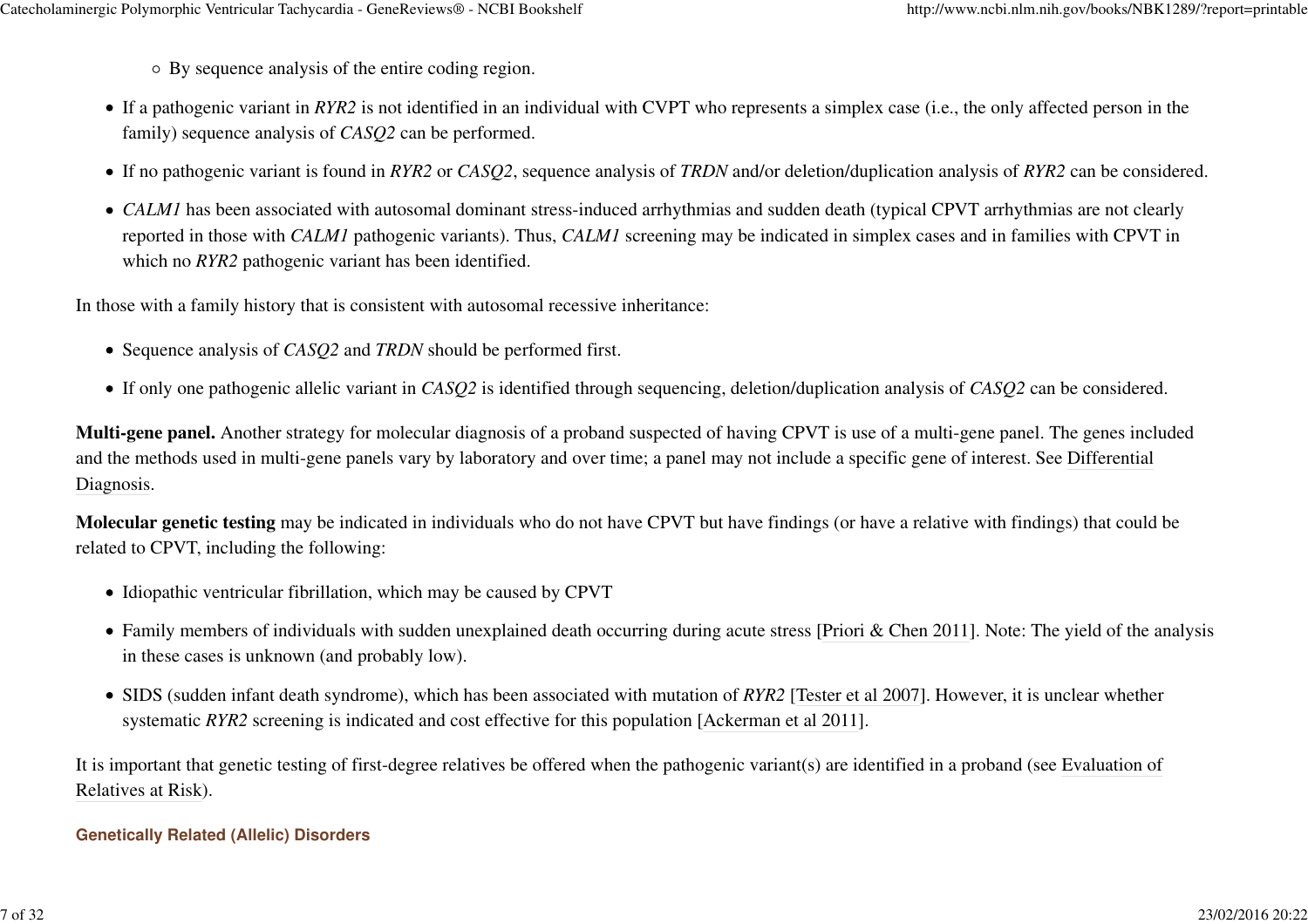- By sequence analysis of the entire coding region.

- If a pathogenic variant in *RYR2* is not identified in an individual with CVPT who represents a simplex case (i.e., the only affected person in the family) sequence analysis of *CASQ2* can be performed.
- If no pathogenic variant is found in *RYR2* or *CASQ2*, sequence analysis of *TRDN* and/or deletion/duplication analysis of *RYR2* can be considered.
- *CALM1* has been associated with autosomal dominant stress-induced arrhythmias and sudden death (typical CPVT arrhythmias are not clearly reported in those with *CALM1* pathogenic variants). Thus, *CALM1* screening may be indicated in simplex cases and in families with CPVT in which no *RYR2* pathogenic variant has been identified.

In those with a family history that is consistent with autosomal recessive inheritance:

- Sequence analysis of *CASQ2* and *TRDN* should be performed first.
- If only one pathogenic allelic variant in *CASQ2* is identified through sequencing, deletion/duplication analysis of *CASQ2* can be considered.

**Multi-gene panel.** Another strategy for molecular diagnosis of a proband suspected of having CPVT is use of a multi-gene panel. The genes included and the methods used in multi-gene panels vary by laboratory and over time; a panel may not include a specific gene of interest. See Differential Diagnosis.

**Molecular genetic testing** may be indicated in individuals who do not have CPVT but have findings (or have a relative with findings) that could be related to CPVT, including the following:

- Idiopathic ventricular fibrillation, which may be caused by CPVT
- Family members of individuals with sudden unexplained death occurring during acute stress [Priori & Chen 2011]. Note: The yield of the analysis in these cases is unknown (and probably low).
- SIDS (sudden infant death syndrome), which has been associated with mutation of *RYR2* [Tester et al 2007]. However, it is unclear whether systematic *RYR2* screening is indicated and cost effective for this population [Ackerman et al 2011].

It is important that genetic testing of first-degree relatives be offered when the pathogenic variant(s) are identified in a proband (see Evaluation of Relatives at Risk).

#### Genetically Related (Allelic) Disorders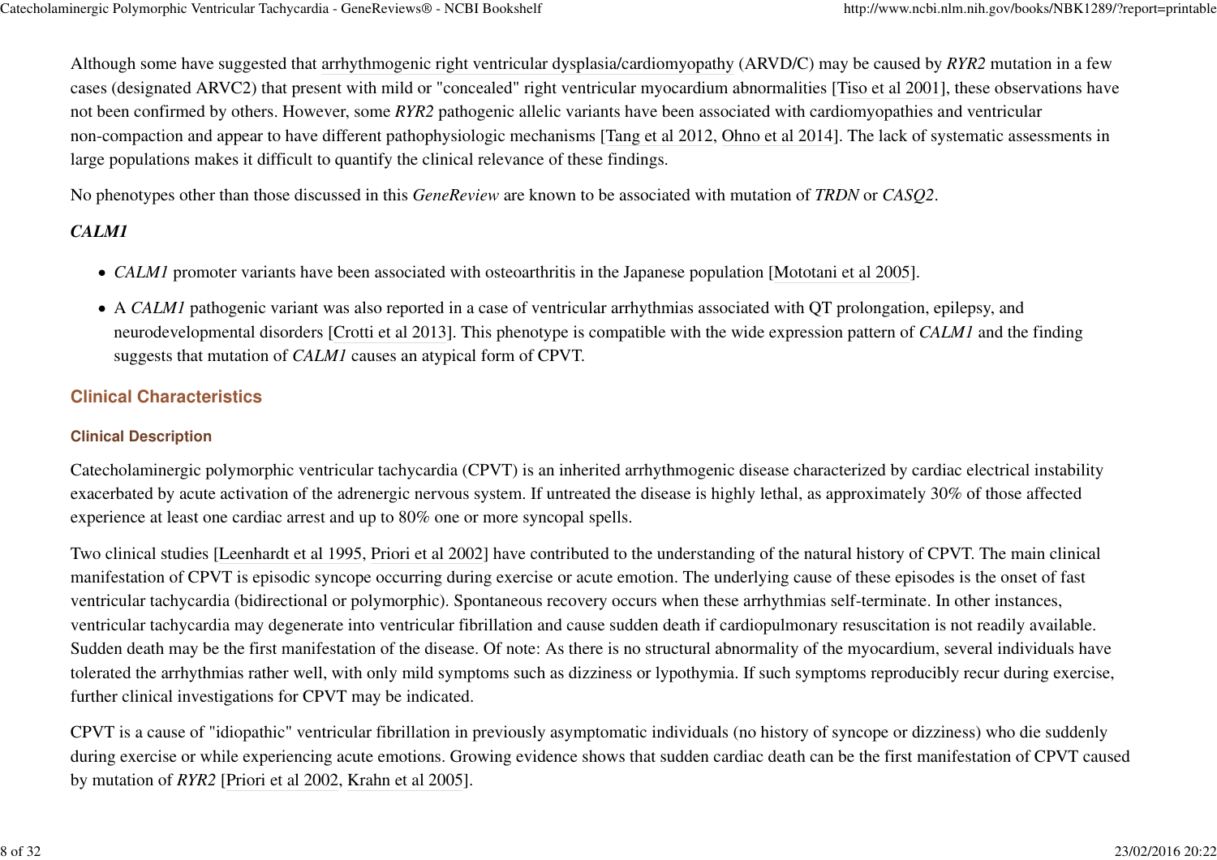Although some have suggested that arrhythmogenic right ventricular dysplasia/cardiomyopathy (ARVD/C) may be caused by *RYR2* mutation in a few cases (designated ARVC2) that present with mild or "concealed" right ventricular myocardium abnormalities [Tiso et al 2001], these observations have not been confirmed by others. However, some *RYR2* pathogenic allelic variants have been associated with cardiomyopathies and ventricular non-compaction and appear to have different pathophysiologic mechanisms [Tang et al 2012, Ohno et al 2014]. The lack of systematic assessments in large populations makes it difficult to quantify the clinical relevance of these findings.

No phenotypes other than those discussed in this *GeneReview* are known to be associated with mutation of *TRDN* or *CASQ2*.

### *CALM1*

- *CALM1* promoter variants have been associated with osteoarthritis in the Japanese population [Mototani et al 2005].
- A *CALM1* pathogenic variant was also reported in a case of ventricular arrhythmias associated with QT prolongation, epilepsy, and neurodevelopmental disorders [Crotti et al 2013]. This phenotype is compatible with the wide expression pattern of *CALM1* and the finding suggests that mutation of *CALM1* causes an atypical form of CPVT.

## Clinical Characteristics

### Clinical Description

Catecholaminergic polymorphic ventricular tachycardia (CPVT) is an inherited arrhythmogenic disease characterized by cardiac electrical instability exacerbated by acute activation of the adrenergic nervous system. If untreated the disease is highly lethal, as approximately 30% of those affected experience at least one cardiac arrest and up to 80% one or more syncopal spells.

Two clinical studies [Leenhardt et al 1995, Priori et al 2002] have contributed to the understanding of the natural history of CPVT. The main clinical manifestation of CPVT is episodic syncope occurring during exercise or acute emotion. The underlying cause of these episodes is the onset of fast ventricular tachycardia (bidirectional or polymorphic). Spontaneous recovery occurs when these arrhythmias self-terminate. In other instances, ventricular tachycardia may degenerate into ventricular fibrillation and cause sudden death if cardiopulmonary resuscitation is not readily available. Sudden death may be the first manifestation of the disease. Of note: As there is no structural abnormality of the myocardium, several individuals have tolerated the arrhythmias rather well, with only mild symptoms such as dizziness or lypothymia. If such symptoms reproducibly recur during exercise, further clinical investigations for CPVT may be indicated.

CPVT is a cause of "idiopathic" ventricular fibrillation in previously asymptomatic individuals (no history of syncope or dizziness) who die suddenly during exercise or while experiencing acute emotions. Growing evidence shows that sudden cardiac death can be the first manifestation of CPVT caused by mutation of *RYR2* [Priori et al 2002, Krahn et al 2005].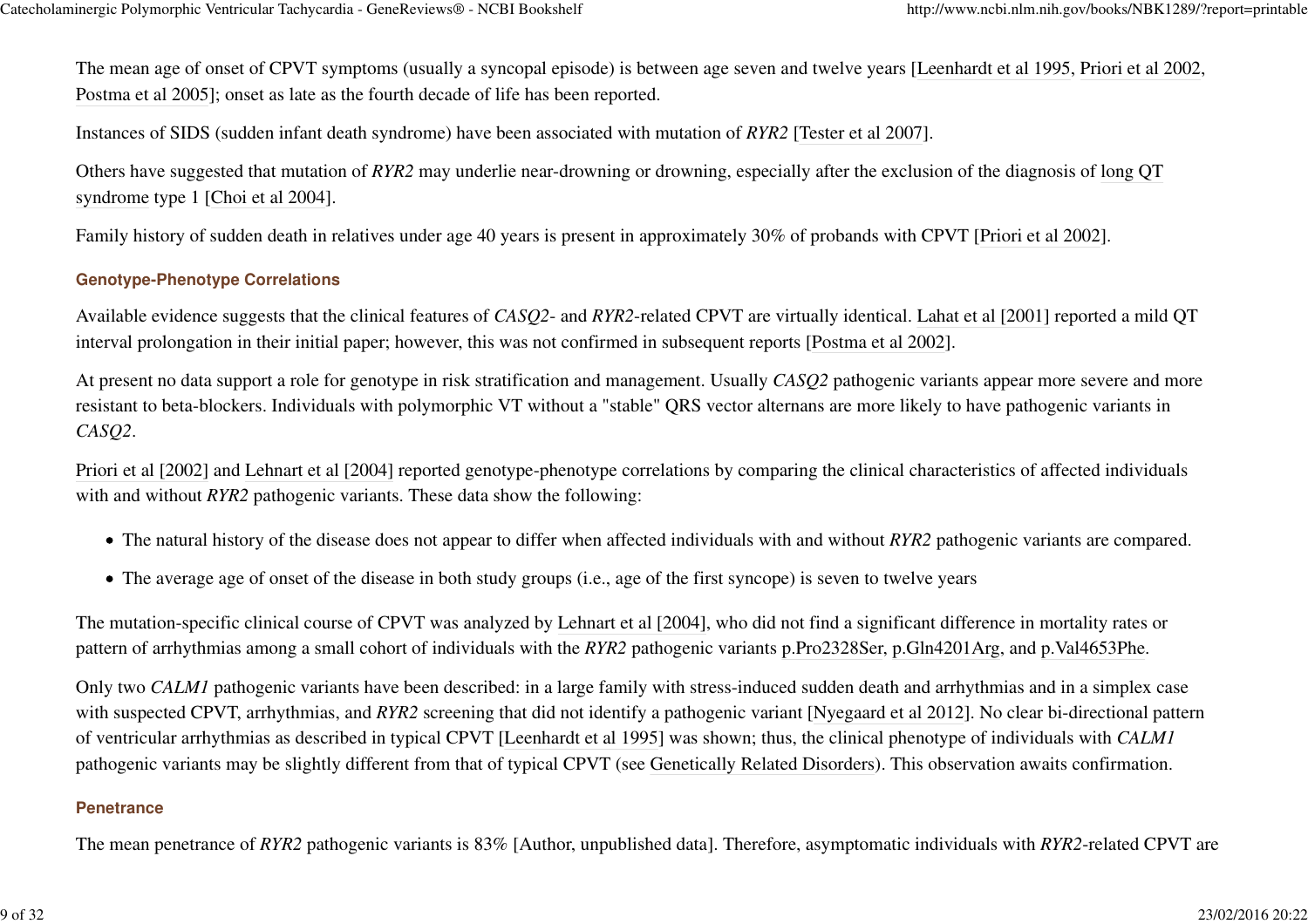The mean age of onset of CPVT symptoms (usually a syncopal episode) is between age seven and twelve years [Leenhardt et al 1995, Priori et al 2002, Postma et al 2005]; onset as late as the fourth decade of life has been reported.

Instances of SIDS (sudden infant death syndrome) have been associated with mutation of *RYR2* [Tester et al 2007].

Others have suggested that mutation of *RYR2* may underlie near-drowning or drowning, especially after the exclusion of the diagnosis of long QT syndrome type 1 [Choi et al 2004].

Family history of sudden death in relatives under age 40 years is present in approximately 30% of probands with CPVT [Priori et al 2002].

### Genotype-Phenotype Correlations

Available evidence suggests that the clinical features of *CASQ2*- and *RYR2*-related CPVT are virtually identical. Lahat et al [2001] reported a mild QT interval prolongation in their initial paper; however, this was not confirmed in subsequent reports [Postma et al 2002].

At present no data support a role for genotype in risk stratification and management. Usually *CASQ2* pathogenic variants appear more severe and more resistant to beta-blockers. Individuals with polymorphic VT without a "stable" QRS vector alternans are more likely to have pathogenic variants in *CASQ2*.

Priori et al [2002] and Lehnart et al [2004] reported genotype-phenotype correlations by comparing the clinical characteristics of affected individuals with and without *RYR2* pathogenic variants. These data show the following:

- The natural history of the disease does not appear to differ when affected individuals with and without *RYR2* pathogenic variants are compared.
- The average age of onset of the disease in both study groups (i.e., age of the first syncope) is seven to twelve years

The mutation-specific clinical course of CPVT was analyzed by Lehnart et al [2004], who did not find a significant difference in mortality rates or pattern of arrhythmias among a small cohort of individuals with the *RYR2* pathogenic variants p.Pro2328Ser, p.Gln4201Arg, and p.Val4653Phe.

Only two *CALM1* pathogenic variants have been described: in a large family with stress-induced sudden death and arrhythmias and in a simplex case with suspected CPVT, arrhythmias, and *RYR2* screening that did not identify a pathogenic variant [Nyegaard et al 2012]. No clear bi-directional pattern of ventricular arrhythmias as described in typical CPVT [Leenhardt et al 1995] was shown; thus, the clinical phenotype of individuals with *CALM1* pathogenic variants may be slightly different from that of typical CPVT (see Genetically Related Disorders). This observation awaits confirmation.

### Penetrance

The mean penetrance of *RYR2* pathogenic variants is 83% [Author, unpublished data]. Therefore, asymptomatic individuals with *RYR2*-related CPVT are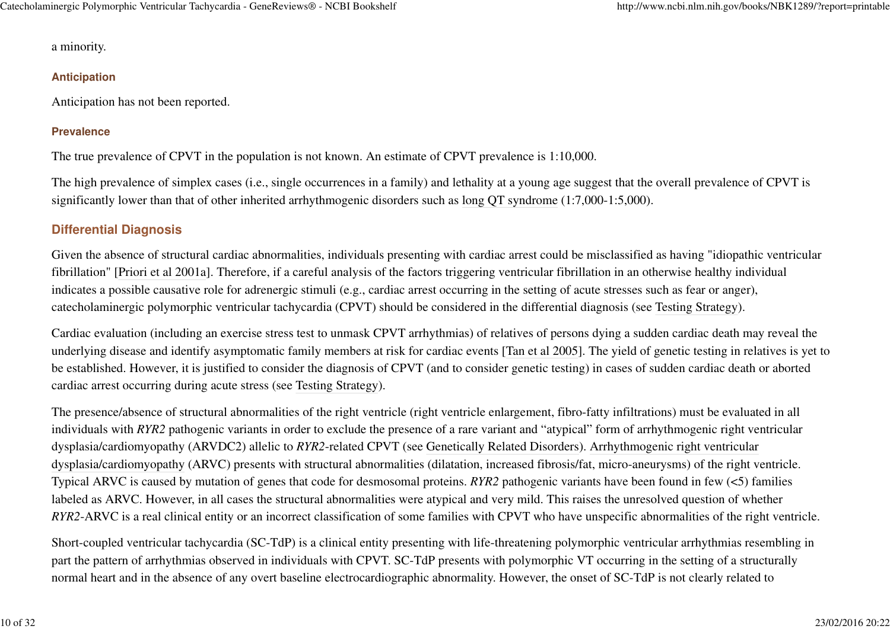a minority.

### Anticipation

Anticipation has not been reported.

### Prevalence

The true prevalence of CPVT in the population is not known. An estimate of CPVT prevalence is 1:10,000.

The high prevalence of simplex cases (i.e., single occurrences in a family) and lethality at a young age suggest that the overall prevalence of CPVT is significantly lower than that of other inherited arrhythmogenic disorders such as long QT syndrome (1:7,000-1:5,000).

## Differential Diagnosis

Given the absence of structural cardiac abnormalities, individuals presenting with cardiac arrest could be misclassified as having "idiopathic ventricular fibrillation" [Priori et al 2001a]. Therefore, if a careful analysis of the factors triggering ventricular fibrillation in an otherwise healthy individual indicates a possible causative role for adrenergic stimuli (e.g., cardiac arrest occurring in the setting of acute stresses such as fear or anger), catecholaminergic polymorphic ventricular tachycardia (CPVT) should be considered in the differential diagnosis (see Testing Strategy).

Cardiac evaluation (including an exercise stress test to unmask CPVT arrhythmias) of relatives of persons dying a sudden cardiac death may reveal the underlying disease and identify asymptomatic family members at risk for cardiac events [Tan et al 2005]. The yield of genetic testing in relatives is yet to be established. However, it is justified to consider the diagnosis of CPVT (and to consider genetic testing) in cases of sudden cardiac death or aborted cardiac arrest occurring during acute stress (see Testing Strategy).

The presence/absence of structural abnormalities of the right ventricle (right ventricle enlargement, fibro-fatty infiltrations) must be evaluated in all individuals with *RYR2* pathogenic variants in order to exclude the presence of a rare variant and “atypical” form of arrhythmogenic right ventricular dysplasia/cardiomyopathy (ARVDC2) allelic to *RYR2*-related CPVT (see Genetically Related Disorders). Arrhythmogenic right ventricular dysplasia/cardiomyopathy (ARVC) presents with structural abnormalities (dilatation, increased fibrosis/fat, micro-aneurysms) of the right ventricle. Typical ARVC is caused by mutation of genes that code for desmosomal proteins. *RYR2* pathogenic variants have been found in few (<5) families labeled as ARVC. However, in all cases the structural abnormalities were atypical and very mild. This raises the unresolved question of whether *RYR2*-ARVC is a real clinical entity or an incorrect classification of some families with CPVT who have unspecific abnormalities of the right ventricle.

Short-coupled ventricular tachycardia (SC-TdP) is a clinical entity presenting with life-threatening polymorphic ventricular arrhythmias resembling in part the pattern of arrhythmias observed in individuals with CPVT. SC-TdP presents with polymorphic VT occurring in the setting of a structurally normal heart and in the absence of any overt baseline electrocardiographic abnormality. However, the onset of SC-TdP is not clearly related to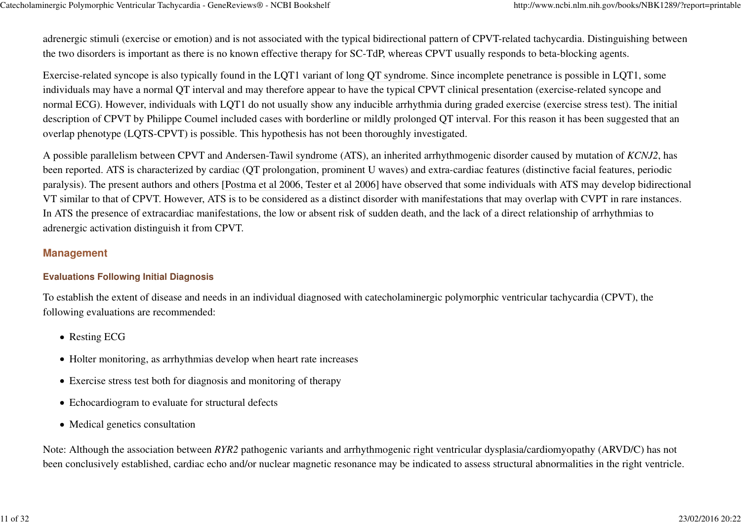adrenergic stimuli (exercise or emotion) and is not associated with the typical bidirectional pattern of CPVT-related tachycardia. Distinguishing between the two disorders is important as there is no known effective therapy for SC-TdP, whereas CPVT usually responds to beta-blocking agents.

Exercise-related syncope is also typically found in the LQT1 variant of long QT syndrome. Since incomplete penetrance is possible in LQT1, some individuals may have a normal QT interval and may therefore appear to have the typical CPVT clinical presentation (exercise-related syncope and normal ECG). However, individuals with LQT1 do not usually show any inducible arrhythmia during graded exercise (exercise stress test). The initial description of CPVT by Philippe Coumel included cases with borderline or mildly prolonged QT interval. For this reason it has been suggested that an overlap phenotype (LQTS-CPVT) is possible. This hypothesis has not been thoroughly investigated.

A possible parallelism between CPVT and Andersen-Tawil syndrome (ATS), an inherited arrhythmogenic disorder caused by mutation of *KCNJ2*, has been reported. ATS is characterized by cardiac (QT prolongation, prominent U waves) and extra-cardiac features (distinctive facial features, periodic paralysis). The present authors and others [Postma et al 2006, Tester et al 2006] have observed that some individuals with ATS may develop bidirectional VT similar to that of CPVT. However, ATS is to be considered as a distinct disorder with manifestations that may overlap with CVPT in rare instances. In ATS the presence of extracardiac manifestations, the low or absent risk of sudden death, and the lack of a direct relationship of arrhythmias to adrenergic activation distinguish it from CPVT.

## Management

### Evaluations Following Initial Diagnosis

To establish the extent of disease and needs in an individual diagnosed with catecholaminergic polymorphic ventricular tachycardia (CPVT), the following evaluations are recommended:

- Resting ECG
- Holter monitoring, as arrhythmias develop when heart rate increases
- Exercise stress test both for diagnosis and monitoring of therapy
- Echocardiogram to evaluate for structural defects
- Medical genetics consultation

Note: Although the association between *RYR2* pathogenic variants and arrhythmogenic right ventricular dysplasia/cardiomyopathy (ARVD/C) has not been conclusively established, cardiac echo and/or nuclear magnetic resonance may be indicated to assess structural abnormalities in the right ventricle.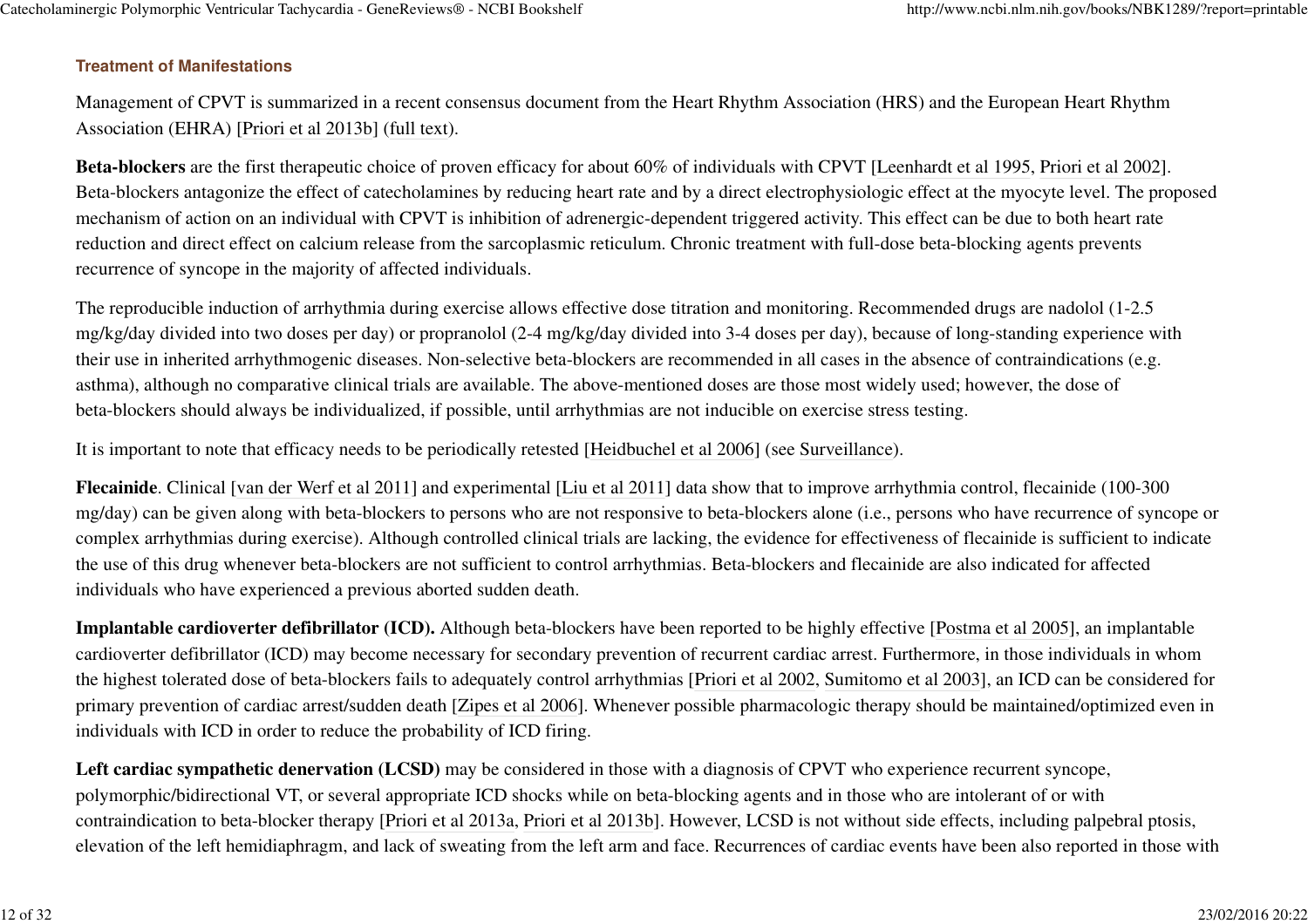### Treatment of Manifestations

Management of CPVT is summarized in a recent consensus document from the Heart Rhythm Association (HRS) and the European Heart Rhythm Association (EHRA) [Priori et al 2013b] (full text).

**Beta-blockers** are the first therapeutic choice of proven efficacy for about 60% of individuals with CPVT [Leenhardt et al 1995, Priori et al 2002]. Beta-blockers antagonize the effect of catecholamines by reducing heart rate and by a direct electrophysiologic effect at the myocyte level. The proposed mechanism of action on an individual with CPVT is inhibition of adrenergic-dependent triggered activity. This effect can be due to both heart rate reduction and direct effect on calcium release from the sarcoplasmic reticulum. Chronic treatment with full-dose beta-blocking agents prevents recurrence of syncope in the majority of affected individuals.

The reproducible induction of arrhythmia during exercise allows effective dose titration and monitoring. Recommended drugs are nadolol (1-2.5 mg/kg/day divided into two doses per day) or propranolol (2-4 mg/kg/day divided into 3-4 doses per day), because of long-standing experience with their use in inherited arrhythmogenic diseases. Non-selective beta-blockers are recommended in all cases in the absence of contraindications (e.g. asthma), although no comparative clinical trials are available. The above-mentioned doses are those most widely used; however, the dose of beta-blockers should always be individualized, if possible, until arrhythmias are not inducible on exercise stress testing.

It is important to note that efficacy needs to be periodically retested [Heidbuchel et al 2006] (see Surveillance).

**Flecainide**. Clinical [van der Werf et al 2011] and experimental [Liu et al 2011] data show that to improve arrhythmia control, flecainide (100-300 mg/day) can be given along with beta-blockers to persons who are not responsive to beta-blockers alone (i.e., persons who have recurrence of syncope or complex arrhythmias during exercise). Although controlled clinical trials are lacking, the evidence for effectiveness of flecainide is sufficient to indicate the use of this drug whenever beta-blockers are not sufficient to control arrhythmias. Beta-blockers and flecainide are also indicated for affected individuals who have experienced a previous aborted sudden death.

**Implantable cardioverter defibrillator (ICD).** Although beta-blockers have been reported to be highly effective [Postma et al 2005], an implantable cardioverter defibrillator (ICD) may become necessary for secondary prevention of recurrent cardiac arrest. Furthermore, in those individuals in whom the highest tolerated dose of beta-blockers fails to adequately control arrhythmias [Priori et al 2002, Sumitomo et al 2003], an ICD can be considered for primary prevention of cardiac arrest/sudden death [Zipes et al 2006]. Whenever possible pharmacologic therapy should be maintained/optimized even in individuals with ICD in order to reduce the probability of ICD firing.

**Left cardiac sympathetic denervation (LCSD)** may be considered in those with a diagnosis of CPVT who experience recurrent syncope, polymorphic/bidirectional VT, or several appropriate ICD shocks while on beta-blocking agents and in those who are intolerant of or with contraindication to beta-blocker therapy [Priori et al 2013a, Priori et al 2013b]. However, LCSD is not without side effects, including palpebral ptosis, elevation of the left hemidiaphragm, and lack of sweating from the left arm and face. Recurrences of cardiac events have been also reported in those with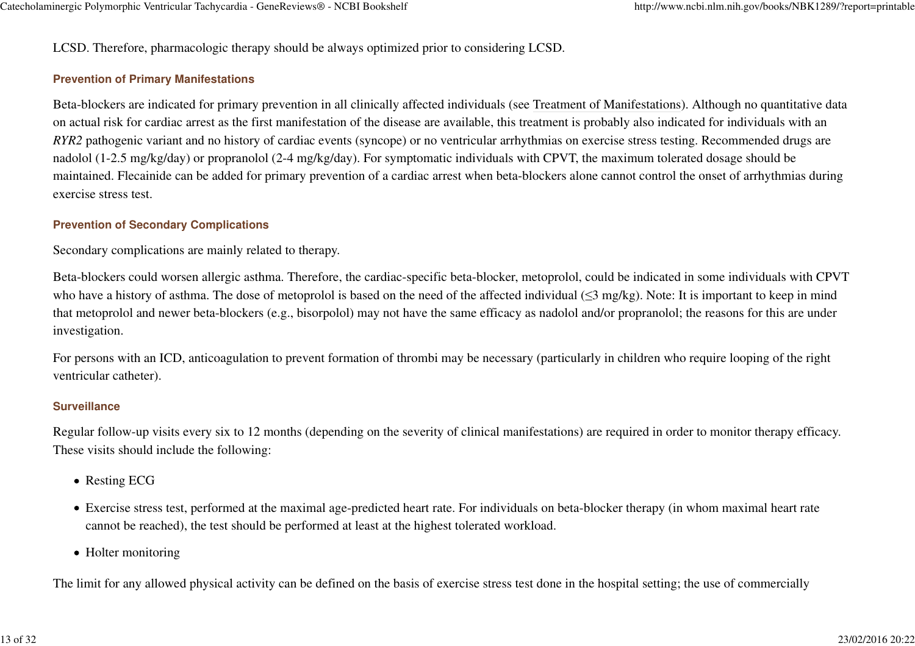LCSD. Therefore, pharmacologic therapy should be always optimized prior to considering LCSD.

### Prevention of Primary Manifestations

Beta-blockers are indicated for primary prevention in all clinically affected individuals (see Treatment of Manifestations). Although no quantitative data on actual risk for cardiac arrest as the first manifestation of the disease are available, this treatment is probably also indicated for individuals with an *RYR2* pathogenic variant and no history of cardiac events (syncope) or no ventricular arrhythmias on exercise stress testing. Recommended drugs are nadolol (1-2.5 mg/kg/day) or propranolol (2-4 mg/kg/day). For symptomatic individuals with CPVT, the maximum tolerated dosage should be maintained. Flecainide can be added for primary prevention of a cardiac arrest when beta-blockers alone cannot control the onset of arrhythmias during exercise stress test.

### Prevention of Secondary Complications

Secondary complications are mainly related to therapy.

Beta-blockers could worsen allergic asthma. Therefore, the cardiac-specific beta-blocker, metoprolol, could be indicated in some individuals with CPVT who have a history of asthma. The dose of metoprolol is based on the need of the affected individual (≤3 mg/kg). Note: It is important to keep in mind that metoprolol and newer beta-blockers (e.g., bisorpolol) may not have the same efficacy as nadolol and/or propranolol; the reasons for this are under investigation.

For persons with an ICD, anticoagulation to prevent formation of thrombi may be necessary (particularly in children who require looping of the right ventricular catheter).

### Surveillance

Regular follow-up visits every six to 12 months (depending on the severity of clinical manifestations) are required in order to monitor therapy efficacy. These visits should include the following:

- Resting ECG
- Exercise stress test, performed at the maximal age-predicted heart rate. For individuals on beta-blocker therapy (in whom maximal heart rate cannot be reached), the test should be performed at least at the highest tolerated workload.
- Holter monitoring

The limit for any allowed physical activity can be defined on the basis of exercise stress test done in the hospital setting; the use of commercially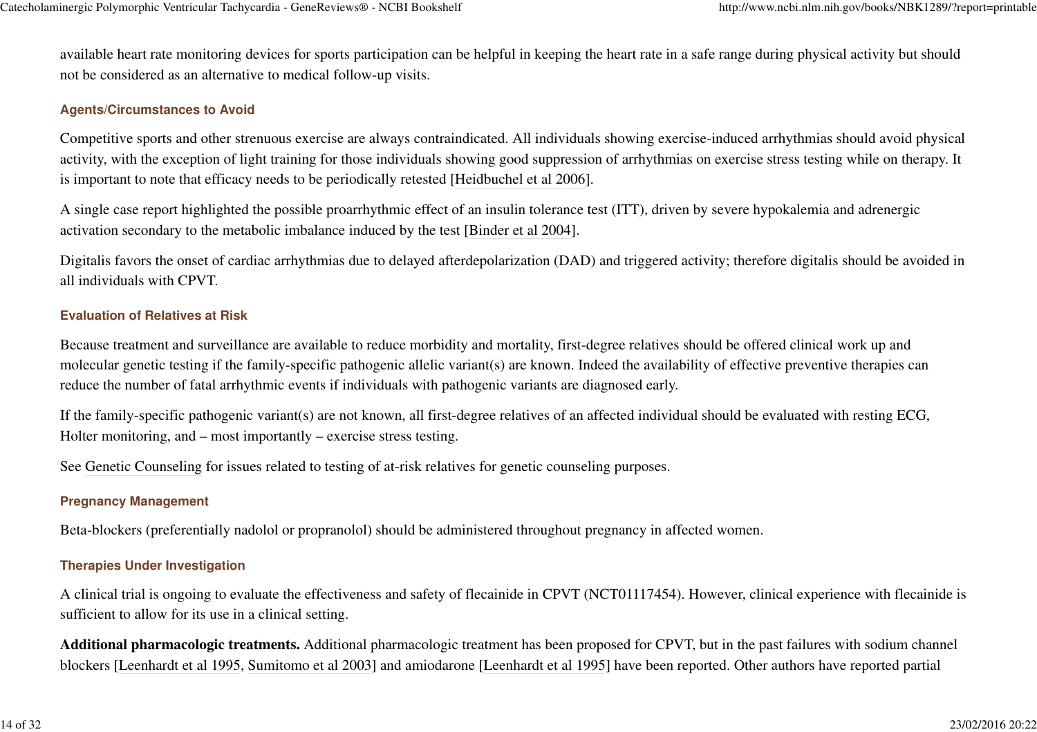available heart rate monitoring devices for sports participation can be helpful in keeping the heart rate in a safe range during physical activity but should not be considered as an alternative to medical follow-up visits.

### Agents/Circumstances to Avoid

Competitive sports and other strenuous exercise are always contraindicated. All individuals showing exercise-induced arrhythmias should avoid physical activity, with the exception of light training for those individuals showing good suppression of arrhythmias on exercise stress testing while on therapy. It is important to note that efficacy needs to be periodically retested [Heidbuchel et al 2006].

A single case report highlighted the possible proarrhythmic effect of an insulin tolerance test (ITT), driven by severe hypokalemia and adrenergic activation secondary to the metabolic imbalance induced by the test [Binder et al 2004].

Digitalis favors the onset of cardiac arrhythmias due to delayed afterdepolarization (DAD) and triggered activity; therefore digitalis should be avoided in all individuals with CPVT.

### Evaluation of Relatives at Risk

Because treatment and surveillance are available to reduce morbidity and mortality, first-degree relatives should be offered clinical work up and molecular genetic testing if the family-specific pathogenic allelic variant(s) are known. Indeed the availability of effective preventive therapies can reduce the number of fatal arrhythmic events if individuals with pathogenic variants are diagnosed early.

If the family-specific pathogenic variant(s) are not known, all first-degree relatives of an affected individual should be evaluated with resting ECG, Holter monitoring, and – most importantly – exercise stress testing.

See Genetic Counseling for issues related to testing of at-risk relatives for genetic counseling purposes.

### Pregnancy Management

Beta-blockers (preferentially nadolol or propranolol) should be administered throughout pregnancy in affected women.

### Therapies Under Investigation

A clinical trial is ongoing to evaluate the effectiveness and safety of flecainide in CPVT (NCT01117454). However, clinical experience with flecainide is sufficient to allow for its use in a clinical setting.

**Additional pharmacologic treatments.** Additional pharmacologic treatment has been proposed for CPVT, but in the past failures with sodium channel blockers [Leenhardt et al 1995, Sumitomo et al 2003] and amiodarone [Leenhardt et al 1995] have been reported. Other authors have reported partial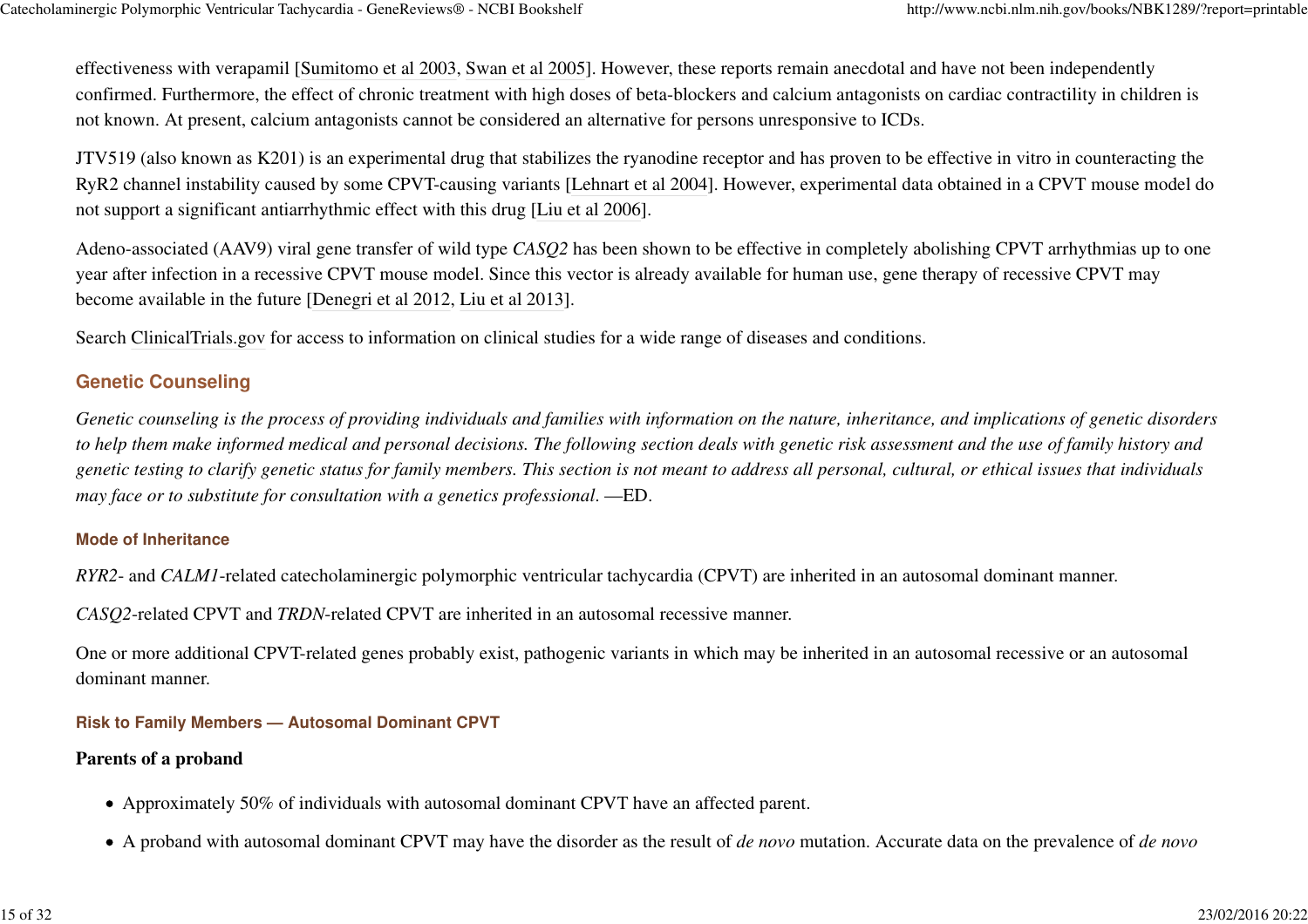effectiveness with verapamil [Sumitomo et al 2003, Swan et al 2005]. However, these reports remain anecdotal and have not been independently confirmed. Furthermore, the effect of chronic treatment with high doses of beta-blockers and calcium antagonists on cardiac contractility in children is not known. At present, calcium antagonists cannot be considered an alternative for persons unresponsive to ICDs.

JTV519 (also known as K201) is an experimental drug that stabilizes the ryanodine receptor and has proven to be effective in vitro in counteracting the RyR2 channel instability caused by some CPVT-causing variants [Lehnart et al 2004]. However, experimental data obtained in a CPVT mouse model do not support a significant antiarrhythmic effect with this drug [Liu et al 2006].

Adeno-associated (AAV9) viral gene transfer of wild type *CASQ2* has been shown to be effective in completely abolishing CPVT arrhythmias up to one year after infection in a recessive CPVT mouse model. Since this vector is already available for human use, gene therapy of recessive CPVT may become available in the future [Denegri et al 2012, Liu et al 2013].

Search ClinicalTrials.gov for access to information on clinical studies for a wide range of diseases and conditions.

## Genetic Counseling

*Genetic counseling is the process of providing individuals and families with information on the nature, inheritance, and implications of genetic disorders to help them make informed medical and personal decisions. The following section deals with genetic risk assessment and the use of family history and genetic testing to clarify genetic status for family members. This section is not meant to address all personal, cultural, or ethical issues that individuals may face or to substitute for consultation with a genetics professional*. —ED.

### Mode of Inheritance

*RYR2*- and *CALM1*-related catecholaminergic polymorphic ventricular tachycardia (CPVT) are inherited in an autosomal dominant manner.

*CASQ2*-related CPVT and *TRDN*-related CPVT are inherited in an autosomal recessive manner.

One or more additional CPVT-related genes probably exist, pathogenic variants in which may be inherited in an autosomal recessive or an autosomal dominant manner.

### Risk to Family Members — Autosomal Dominant CPVT

**Parents of a proband**

- Approximately 50% of individuals with autosomal dominant CPVT have an affected parent.
- A proband with autosomal dominant CPVT may have the disorder as the result of *de novo* mutation. Accurate data on the prevalence of *de novo*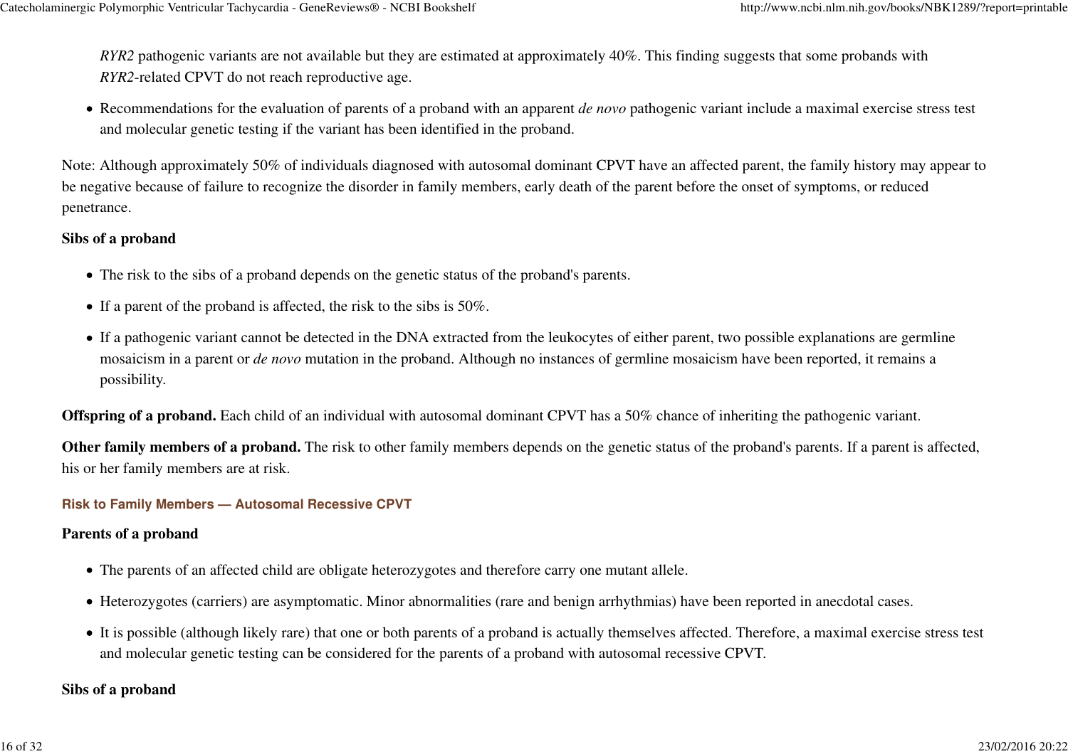*RYR2* pathogenic variants are not available but they are estimated at approximately 40%. This finding suggests that some probands with *RYR2*-related CPVT do not reach reproductive age.

- Recommendations for the evaluation of parents of a proband with an apparent *de novo* pathogenic variant include a maximal exercise stress test and molecular genetic testing if the variant has been identified in the proband.

Note: Although approximately 50% of individuals diagnosed with autosomal dominant CPVT have an affected parent, the family history may appear to be negative because of failure to recognize the disorder in family members, early death of the parent before the onset of symptoms, or reduced penetrance.

**Sibs of a proband**

- The risk to the sibs of a proband depends on the genetic status of the proband's parents.
- If a parent of the proband is affected, the risk to the sibs is 50%.
- If a pathogenic variant cannot be detected in the DNA extracted from the leukocytes of either parent, two possible explanations are germline mosaicism in a parent or *de novo* mutation in the proband. Although no instances of germline mosaicism have been reported, it remains a possibility.

**Offspring of a proband.** Each child of an individual with autosomal dominant CPVT has a 50% chance of inheriting the pathogenic variant.

**Other family members of a proband.** The risk to other family members depends on the genetic status of the proband's parents. If a parent is affected, his or her family members are at risk.

#### Risk to Family Members — Autosomal Recessive CPVT

**Parents of a proband**

- The parents of an affected child are obligate heterozygotes and therefore carry one mutant allele.
- Heterozygotes (carriers) are asymptomatic. Minor abnormalities (rare and benign arrhythmias) have been reported in anecdotal cases.
- It is possible (although likely rare) that one or both parents of a proband is actually themselves affected. Therefore, a maximal exercise stress test and molecular genetic testing can be considered for the parents of a proband with autosomal recessive CPVT.

**Sibs of a proband**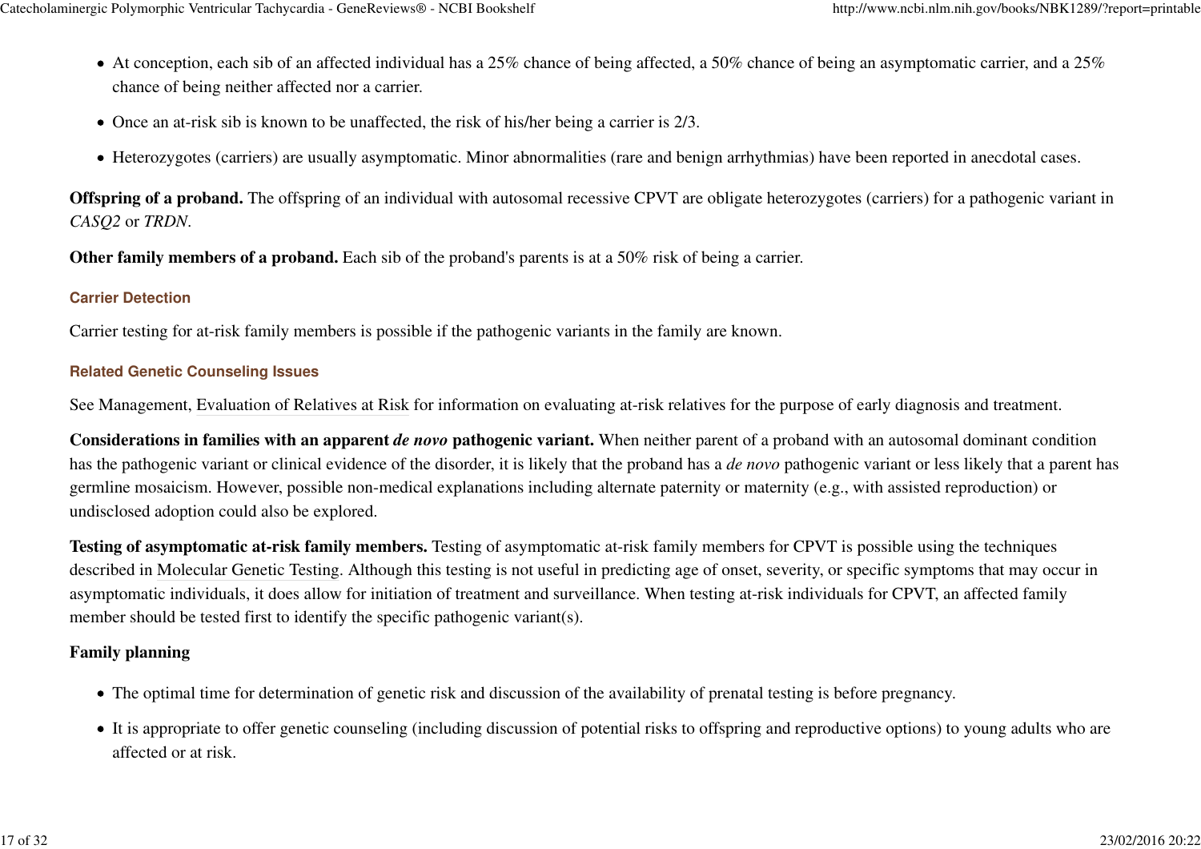- At conception, each sib of an affected individual has a 25% chance of being affected, a 50% chance of being an asymptomatic carrier, and a 25% chance of being neither affected nor a carrier.
- Once an at-risk sib is known to be unaffected, the risk of his/her being a carrier is 2/3.
- Heterozygotes (carriers) are usually asymptomatic. Minor abnormalities (rare and benign arrhythmias) have been reported in anecdotal cases.

**Offspring of a proband.** The offspring of an individual with autosomal recessive CPVT are obligate heterozygotes (carriers) for a pathogenic variant in *CASQ2* or *TRDN*.

**Other family members of a proband.** Each sib of the proband's parents is at a 50% risk of being a carrier.

### Carrier Detection

Carrier testing for at-risk family members is possible if the pathogenic variants in the family are known.

### Related Genetic Counseling Issues

See Management, Evaluation of Relatives at Risk for information on evaluating at-risk relatives for the purpose of early diagnosis and treatment.

**Considerations in families with an apparent *de novo* pathogenic variant.** When neither parent of a proband with an autosomal dominant condition has the pathogenic variant or clinical evidence of the disorder, it is likely that the proband has a *de novo* pathogenic variant or less likely that a parent has germline mosaicism. However, possible non-medical explanations including alternate paternity or maternity (e.g., with assisted reproduction) or undisclosed adoption could also be explored.

**Testing of asymptomatic at-risk family members.** Testing of asymptomatic at-risk family members for CPVT is possible using the techniques described in Molecular Genetic Testing. Although this testing is not useful in predicting age of onset, severity, or specific symptoms that may occur in asymptomatic individuals, it does allow for initiation of treatment and surveillance. When testing at-risk individuals for CPVT, an affected family member should be tested first to identify the specific pathogenic variant(s).

**Family planning**

- The optimal time for determination of genetic risk and discussion of the availability of prenatal testing is before pregnancy.
- It is appropriate to offer genetic counseling (including discussion of potential risks to offspring and reproductive options) to young adults who are affected or at risk.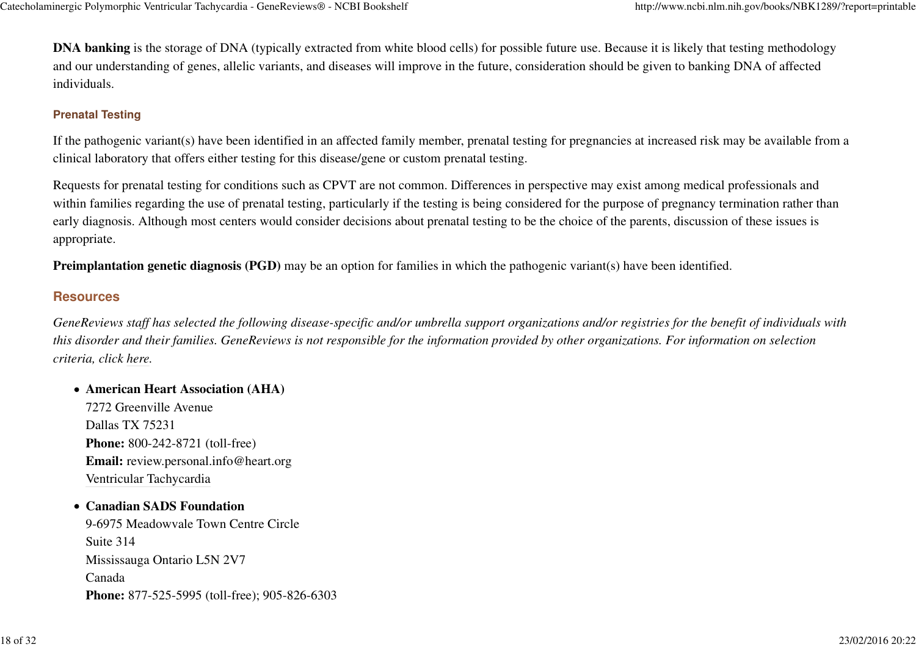**DNA banking** is the storage of DNA (typically extracted from white blood cells) for possible future use. Because it is likely that testing methodology and our understanding of genes, allelic variants, and diseases will improve in the future, consideration should be given to banking DNA of affected individuals.

### Prenatal Testing

If the pathogenic variant(s) have been identified in an affected family member, prenatal testing for pregnancies at increased risk may be available from a clinical laboratory that offers either testing for this disease/gene or custom prenatal testing.

Requests for prenatal testing for conditions such as CPVT are not common. Differences in perspective may exist among medical professionals and within families regarding the use of prenatal testing, particularly if the testing is being considered for the purpose of pregnancy termination rather than early diagnosis. Although most centers would consider decisions about prenatal testing to be the choice of the parents, discussion of these issues is appropriate.

**Preimplantation genetic diagnosis (PGD)** may be an option for families in which the pathogenic variant(s) have been identified.

## Resources

*GeneReviews staff has selected the following disease-specific and/or umbrella support organizations and/or registries for the benefit of individuals with this disorder and their families. GeneReviews is not responsible for the information provided by other organizations. For information on selection criteria, click here.*

- **American Heart Association (AHA)**
  7272 Greenville Avenue
  Dallas TX 75231
  **Phone:** 800-242-8721 (toll-free)
  **Email:** review.personal.info@heart.org
  Ventricular Tachycardia

- **Canadian SADS Foundation**
  9-6975 Meadowvale Town Centre Circle
  Suite 314
  Mississauga Ontario L5N 2V7
  Canada
  **Phone:** 877-525-5995 (toll-free); 905-826-6303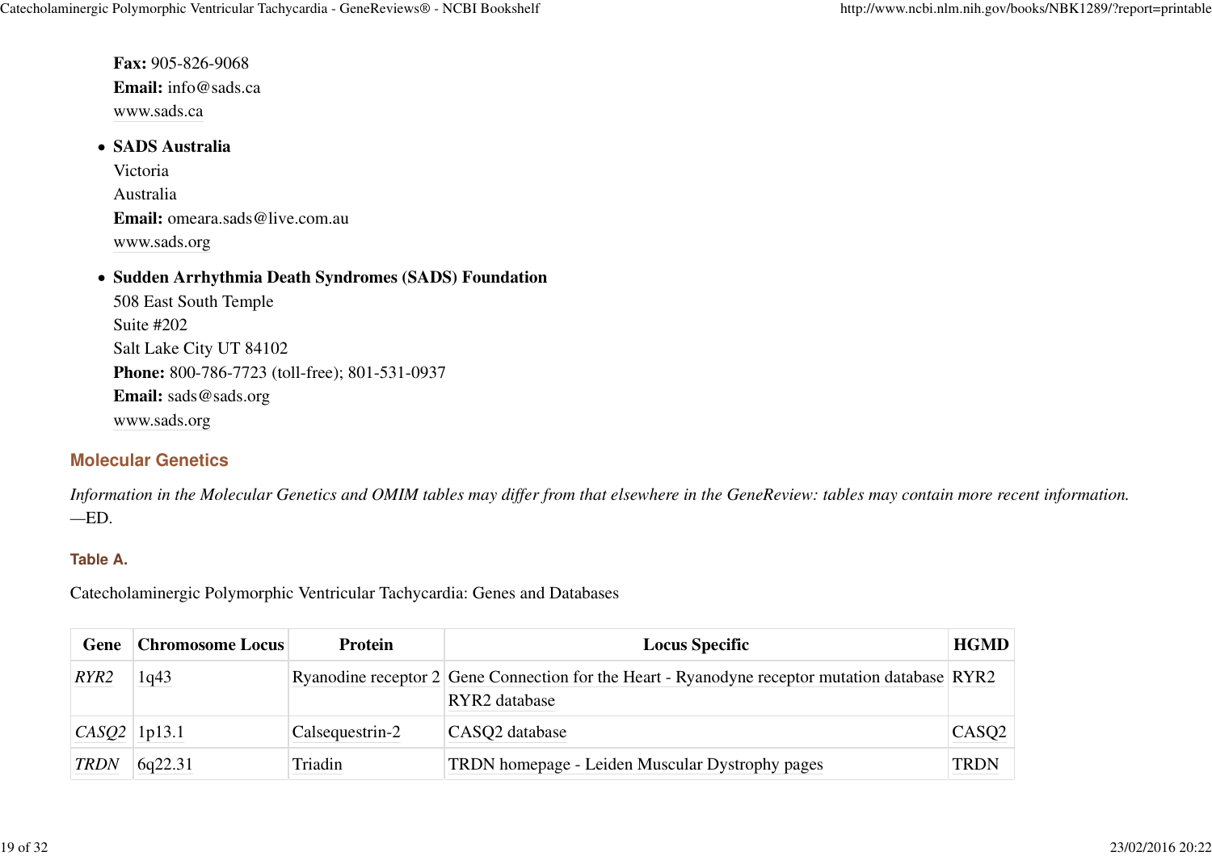**Fax:** 905-826-9068
**Email:** info@sads.ca
www.sads.ca

- **SADS Australia**
  Victoria
  Australia
  **Email:** omeara.sads@live.com.au
  www.sads.org

- **Sudden Arrhythmia Death Syndromes (SADS) Foundation**
  508 East South Temple
  Suite #202
  Salt Lake City UT 84102
  **Phone:** 800-786-7723 (toll-free); 801-531-0937
  **Email:** sads@sads.org
  www.sads.org

## Molecular Genetics

*Information in the Molecular Genetics and OMIM tables may differ from that elsewhere in the GeneReview: tables may contain more recent information.* —ED.

### Table A.

Catecholaminergic Polymorphic Ventricular Tachycardia: Genes and Databases

| Gene | Chromosome Locus | Protein | Locus Specific | HGMD |
|---|---|---|---|---|
| *RYR2* | 1q43 | Ryanodine receptor 2 | Gene Connection for the Heart - Ryanodyne receptor mutation database<br>RYR2 database | RYR2 |
| *CASQ2* | 1p13.1 | Calsequestrin-2 | CASQ2 database | CASQ2 |
| *TRDN* | 6q22.31 | Triadin | TRDN homepage - Leiden Muscular Dystrophy pages | TRDN |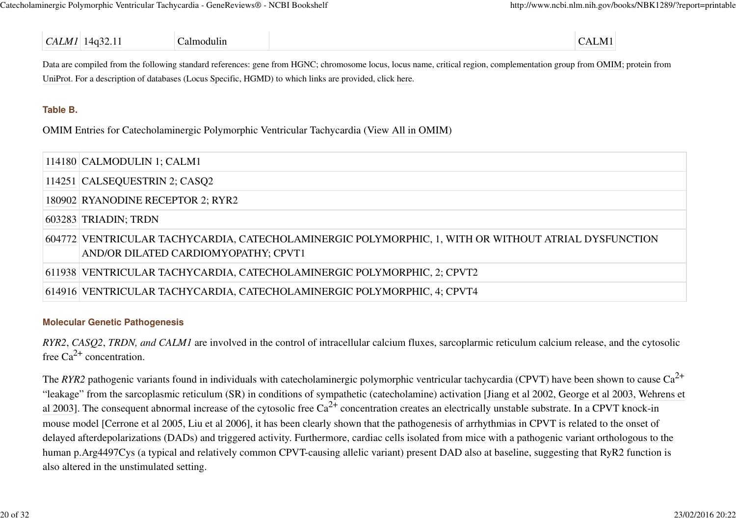| *CALM1* | 14q32.11 | Calmodulin | | CALM1 |
|---|---|---|---|---|

Data are compiled from the following standard references: gene from HGNC; chromosome locus, locus name, critical region, complementation group from OMIM; protein from UniProt. For a description of databases (Locus Specific, HGMD) to which links are provided, click here.

**Table B.**

OMIM Entries for Catecholaminergic Polymorphic Ventricular Tachycardia (View All in OMIM)

| | |
|---|---|
| 114180 | CALMODULIN 1; CALM1 |
| 114251 | CALSEQUESTRIN 2; CASQ2 |
| 180902 | RYANODINE RECEPTOR 2; RYR2 |
| 603283 | TRIADIN; TRDN |
| 604772 | VENTRICULAR TACHYCARDIA, CATECHOLAMINERGIC POLYMORPHIC, 1, WITH OR WITHOUT ATRIAL DYSFUNCTION AND/OR DILATED CARDIOMYOPATHY; CPVT1 |
| 611938 | VENTRICULAR TACHYCARDIA, CATECHOLAMINERGIC POLYMORPHIC, 2; CPVT2 |
| 614916 | VENTRICULAR TACHYCARDIA, CATECHOLAMINERGIC POLYMORPHIC, 4; CPVT4 |

### Molecular Genetic Pathogenesis

*RYR2*, *CASQ2*, *TRDN, and CALM1* are involved in the control of intracellular calcium fluxes, sarcoplarmic reticulum calcium release, and the cytosolic free $Ca^{2+}$ concentration.

The *RYR2* pathogenic variants found in individuals with catecholaminergic polymorphic ventricular tachycardia (CPVT) have been shown to cause $Ca^{2+}$ "leakage" from the sarcoplasmic reticulum (SR) in conditions of sympathetic (catecholamine) activation [Jiang et al 2002, George et al 2003, Wehrens et al 2003]. The consequent abnormal increase of the cytosolic free $Ca^{2+}$ concentration creates an electrically unstable substrate. In a CPVT knock-in mouse model [Cerrone et al 2005, Liu et al 2006], it has been clearly shown that the pathogenesis of arrhythmias in CPVT is related to the onset of delayed afterdepolarizations (DADs) and triggered activity. Furthermore, cardiac cells isolated from mice with a pathogenic variant orthologous to the human p.Arg4497Cys (a typical and relatively common CPVT-causing allelic variant) present DAD also at baseline, suggesting that RyR2 function is also altered in the unstimulated setting.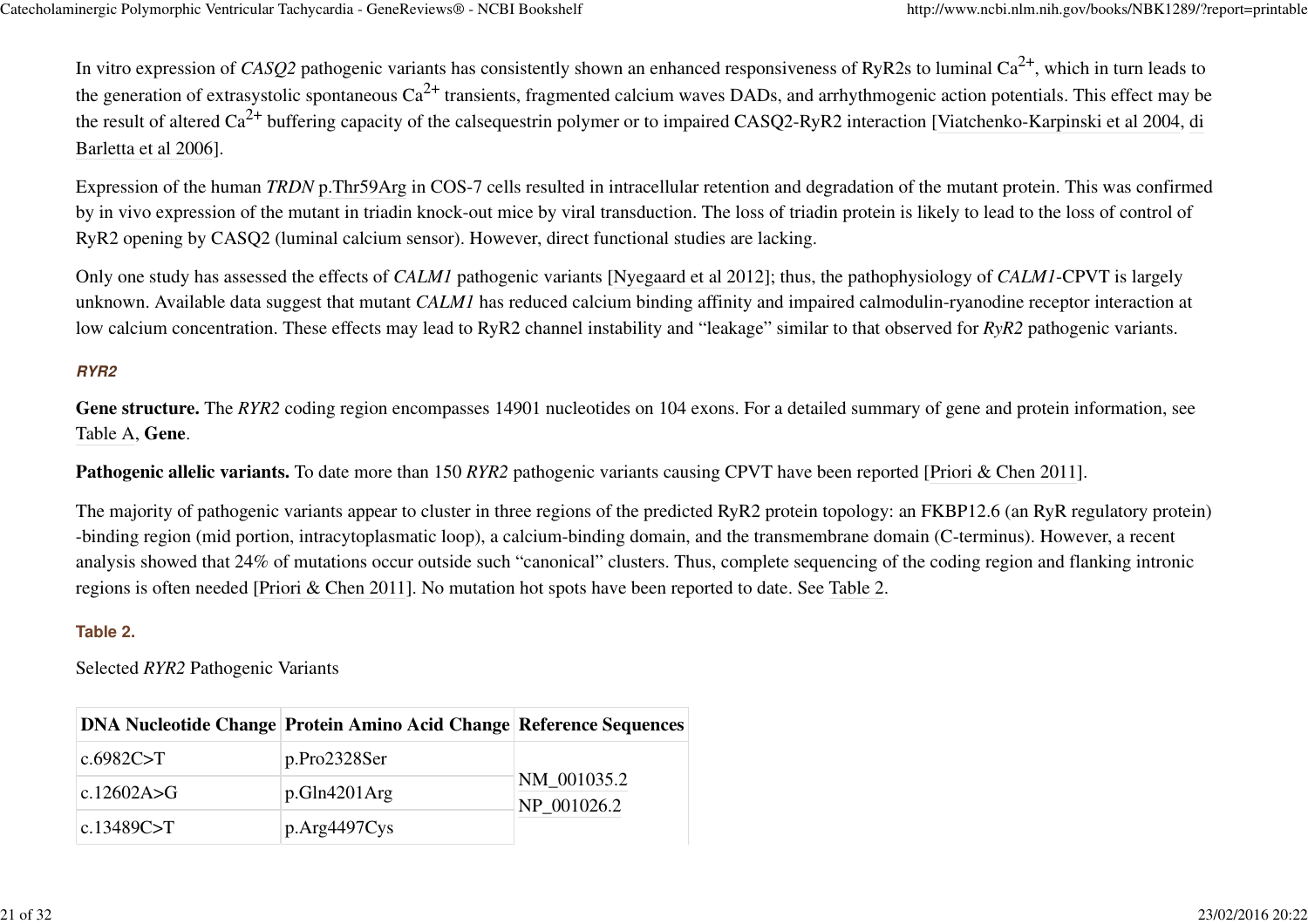In vitro expression of *CASQ2* pathogenic variants has consistently shown an enhanced responsiveness of RyR2s to luminal $Ca^{2+}$, which in turn leads to the generation of extrasystolic spontaneous $Ca^{2+}$ transients, fragmented calcium waves DADs, and arrhythmogenic action potentials. This effect may be the result of altered $Ca^{2+}$ buffering capacity of the calsequestrin polymer or to impaired CASQ2-RyR2 interaction [Viatchenko-Karpinski et al 2004, di Barletta et al 2006].

Expression of the human *TRDN* p.Thr59Arg in COS-7 cells resulted in intracellular retention and degradation of the mutant protein. This was confirmed by in vivo expression of the mutant in triadin knock-out mice by viral transduction. The loss of triadin protein is likely to lead to the loss of control of RyR2 opening by CASQ2 (luminal calcium sensor). However, direct functional studies are lacking.

Only one study has assessed the effects of *CALM1* pathogenic variants [Nyegaard et al 2012]; thus, the pathophysiology of *CALM1*-CPVT is largely unknown. Available data suggest that mutant *CALM1* has reduced calcium binding affinity and impaired calmodulin-ryanodine receptor interaction at low calcium concentration. These effects may lead to RyR2 channel instability and "leakage" similar to that observed for *RyR2* pathogenic variants.

#### *RYR2*

**Gene structure.** The *RYR2* coding region encompasses 14901 nucleotides on 104 exons. For a detailed summary of gene and protein information, see Table A, **Gene**.

**Pathogenic allelic variants.** To date more than 150 *RYR2* pathogenic variants causing CPVT have been reported [Priori & Chen 2011].

The majority of pathogenic variants appear to cluster in three regions of the predicted RyR2 protein topology: an FKBP12.6 (an RyR regulatory protein) -binding region (mid portion, intracytoplasmatic loop), a calcium-binding domain, and the transmembrane domain (C-terminus). However, a recent analysis showed that 24% of mutations occur outside such "canonical" clusters. Thus, complete sequencing of the coding region and flanking intronic regions is often needed [Priori & Chen 2011]. No mutation hot spots have been reported to date. See Table 2.

**Table 2.**

Selected *RYR2* Pathogenic Variants

| DNA Nucleotide Change | Protein Amino Acid Change | Reference Sequences |
|---|---|---|
| c.6982C>T | p.Pro2328Ser | NM_001035.2<br>NP_001026.2 |
| c.12602A>G | p.Gln4201Arg | |
| c.13489C>T | p.Arg4497Cys | |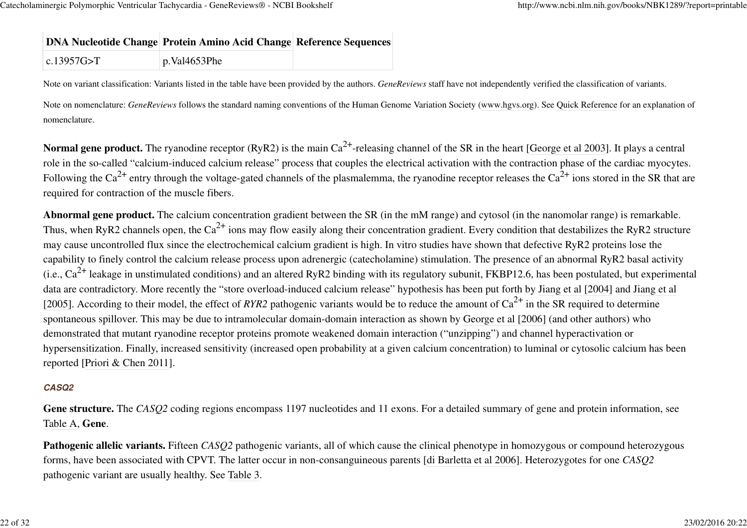| DNA Nucleotide Change | Protein Amino Acid Change | Reference Sequences |
|---|---|---|
| c.13957G>T | p.Val4653Phe | |

Note on variant classification: Variants listed in the table have been provided by the authors. *GeneReviews* staff have not independently verified the classification of variants.

Note on nomenclature: *GeneReviews* follows the standard naming conventions of the Human Genome Variation Society (www.hgvs.org). See Quick Reference for an explanation of nomenclature.

**Normal gene product.** The ryanodine receptor (RyR2) is the main $Ca^{2+}$-releasing channel of the SR in the heart [George et al 2003]. It plays a central role in the so-called "calcium-induced calcium release" process that couples the electrical activation with the contraction phase of the cardiac myocytes. Following the $Ca^{2+}$ entry through the voltage-gated channels of the plasmalemma, the ryanodine receptor releases the $Ca^{2+}$ ions stored in the SR that are required for contraction of the muscle fibers.

**Abnormal gene product.** The calcium concentration gradient between the SR (in the mM range) and cytosol (in the nanomolar range) is remarkable. Thus, when RyR2 channels open, the $Ca^{2+}$ ions may flow easily along their concentration gradient. Every condition that destabilizes the RyR2 structure may cause uncontrolled flux since the electrochemical calcium gradient is high. In vitro studies have shown that defective RyR2 proteins lose the capability to finely control the calcium release process upon adrenergic (catecholamine) stimulation. The presence of an abnormal RyR2 basal activity (i.e., $Ca^{2+}$ leakage in unstimulated conditions) and an altered RyR2 binding with its regulatory subunit, FKBP12.6, has been postulated, but experimental data are contradictory. More recently the "store overload-induced calcium release" hypothesis has been put forth by Jiang et al [2004] and Jiang et al [2005]. According to their model, the effect of *RYR2* pathogenic variants would be to reduce the amount of $Ca^{2+}$ in the SR required to determine spontaneous spillover. This may be due to intramolecular domain-domain interaction as shown by George et al [2006] (and other authors) who demonstrated that mutant ryanodine receptor proteins promote weakened domain interaction ("unzipping") and channel hyperactivation or hypersensitization. Finally, increased sensitivity (increased open probability at a given calcium concentration) to luminal or cytosolic calcium has been reported [Priori & Chen 2011].

### *CASQ2*

**Gene structure.** The *CASQ2* coding regions encompass 1197 nucleotides and 11 exons. For a detailed summary of gene and protein information, see Table A, **Gene**.

**Pathogenic allelic variants.** Fifteen *CASQ2* pathogenic variants, all of which cause the clinical phenotype in homozygous or compound heterozygous forms, have been associated with CPVT. The latter occur in non-consanguineous parents [di Barletta et al 2006]. Heterozygotes for one *CASQ2* pathogenic variant are usually healthy. See Table 3.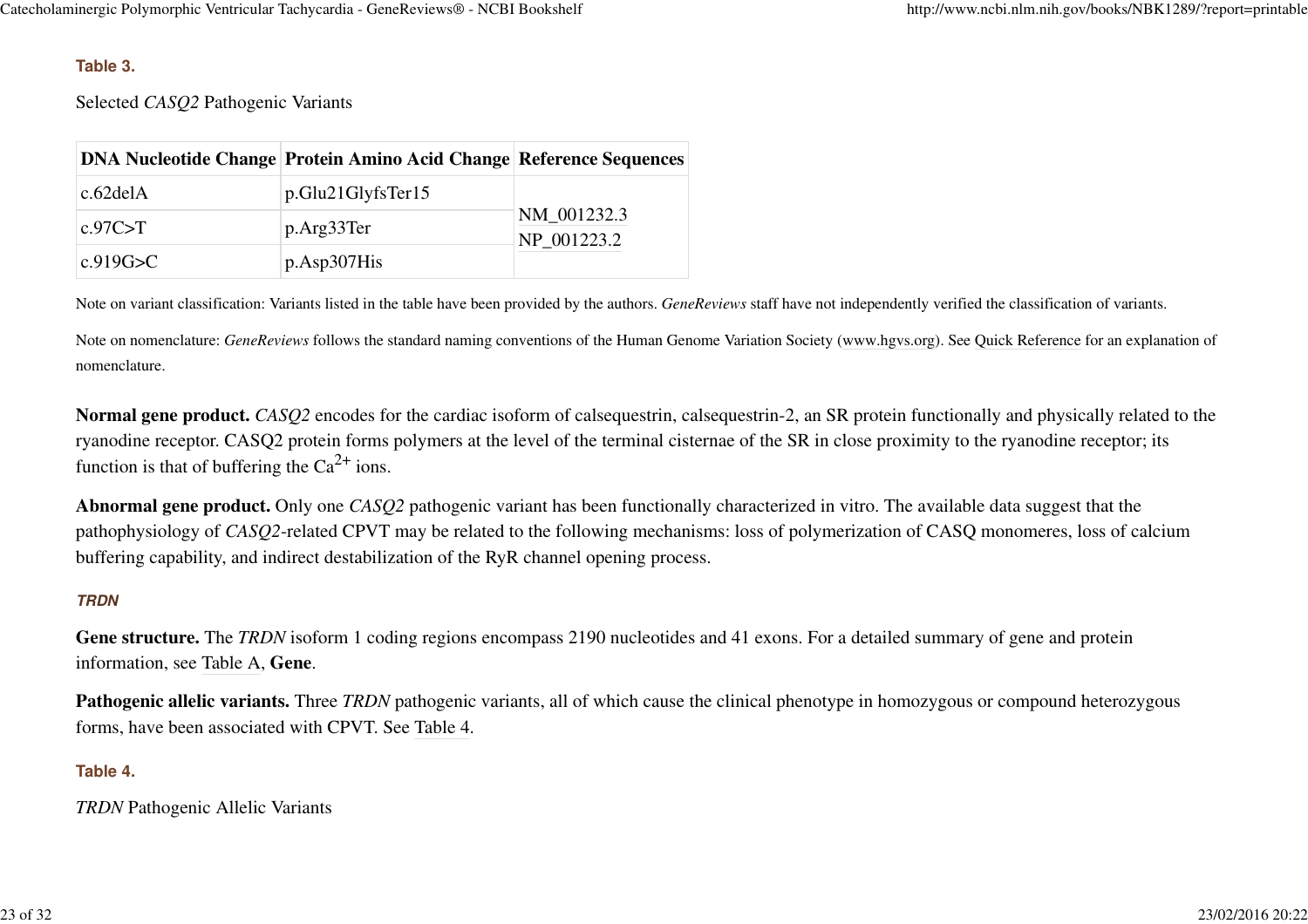**Table 3.**

Selected *CASQ2* Pathogenic Variants

| DNA Nucleotide Change | Protein Amino Acid Change | Reference Sequences |
| --- | --- | --- |
| c.62delA | p.Glu21GlyfsTer15 | NM_001232.3 NP_001223.2 |
| c.97C>T | p.Arg33Ter | |
| c.919G>C | p.Asp307His | |

Note on variant classification: Variants listed in the table have been provided by the authors. *GeneReviews* staff have not independently verified the classification of variants.

Note on nomenclature: *GeneReviews* follows the standard naming conventions of the Human Genome Variation Society (www.hgvs.org). See Quick Reference for an explanation of nomenclature.

**Normal gene product.** *CASQ2* encodes for the cardiac isoform of calsequestrin, calsequestrin-2, an SR protein functionally and physically related to the ryanodine receptor. CASQ2 protein forms polymers at the level of the terminal cisternae of the SR in close proximity to the ryanodine receptor; its function is that of buffering the $Ca^{2+}$ ions.

**Abnormal gene product.** Only one *CASQ2* pathogenic variant has been functionally characterized in vitro. The available data suggest that the pathophysiology of *CASQ2*-related CPVT may be related to the following mechanisms: loss of polymerization of CASQ monomeres, loss of calcium buffering capability, and indirect destabilization of the RyR channel opening process.

### *TRDN*

**Gene structure.** The *TRDN* isoform 1 coding regions encompass 2190 nucleotides and 41 exons. For a detailed summary of gene and protein information, see Table A, **Gene**.

**Pathogenic allelic variants.** Three *TRDN* pathogenic variants, all of which cause the clinical phenotype in homozygous or compound heterozygous forms, have been associated with CPVT. See Table 4.

**Table 4.**

*TRDN* Pathogenic Allelic Variants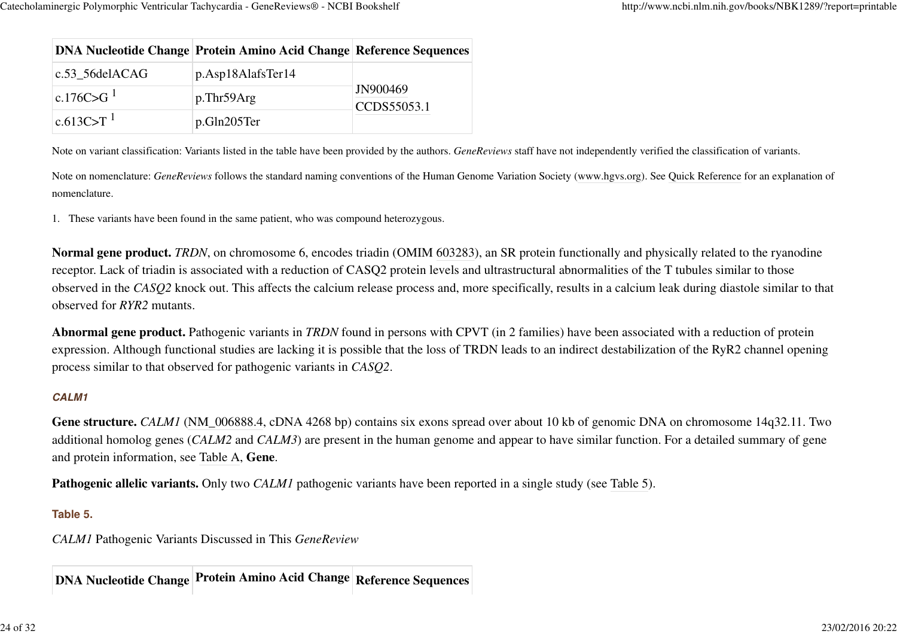| DNA Nucleotide Change | Protein Amino Acid Change | Reference Sequences |
|---|---|---|
| c.53_56delACAG | p.Asp18AlafsTer14 | JN900469 CCDS55053.1 |
| c.176C>G [1] | p.Thr59Arg | |
| c.613C>T [1] | p.Gln205Ter | |

Note on variant classification: Variants listed in the table have been provided by the authors. *GeneReviews* staff have not independently verified the classification of variants.

Note on nomenclature: *GeneReviews* follows the standard naming conventions of the Human Genome Variation Society (www.hgvs.org). See Quick Reference for an explanation of nomenclature.

1. These variants have been found in the same patient, who was compound heterozygous.

**Normal gene product.** *TRDN*, on chromosome 6, encodes triadin (OMIM 603283), an SR protein functionally and physically related to the ryanodine receptor. Lack of triadin is associated with a reduction of CASQ2 protein levels and ultrastructural abnormalities of the T tubules similar to those observed in the *CASQ2* knock out. This affects the calcium release process and, more specifically, results in a calcium leak during diastole similar to that observed for *RYR2* mutants.

**Abnormal gene product.** Pathogenic variants in *TRDN* found in persons with CPVT (in 2 families) have been associated with a reduction of protein expression. Although functional studies are lacking it is possible that the loss of TRDN leads to an indirect destabilization of the RyR2 channel opening process similar to that observed for pathogenic variants in *CASQ2*.

#### *CALM1*

**Gene structure.** *CALM1* (NM_006888.4, cDNA 4268 bp) contains six exons spread over about 10 kb of genomic DNA on chromosome 14q32.11. Two additional homolog genes (*CALM2* and *CALM3*) are present in the human genome and appear to have similar function. For a detailed summary of gene and protein information, see Table A, **Gene**.

**Pathogenic allelic variants.** Only two *CALM1* pathogenic variants have been reported in a single study (see Table 5).

**Table 5.**

*CALM1* Pathogenic Variants Discussed in This *GeneReview*

| DNA Nucleotide Change | Protein Amino Acid Change | Reference Sequences |
|---|---|---|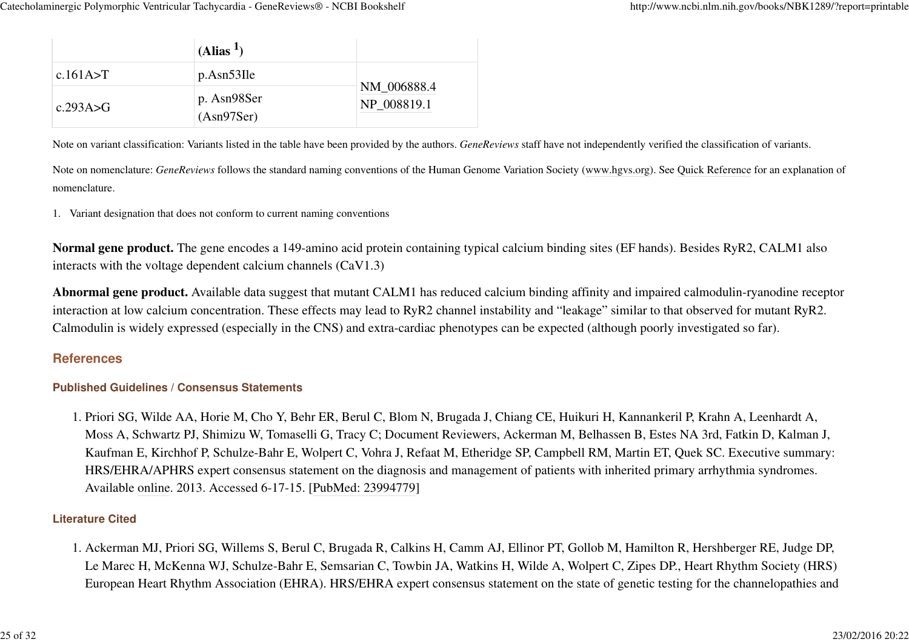| | (Alias [1]) | |
|---|---|---|
| c.161A>T | p.Asn53Ile | NM_006888.4<br>NP_008819.1 |
| c.293A>G | p. Asn98Ser<br>(Asn97Ser) | |

Note on variant classification: Variants listed in the table have been provided by the authors. *GeneReviews* staff have not independently verified the classification of variants.

Note on nomenclature: *GeneReviews* follows the standard naming conventions of the Human Genome Variation Society (www.hgvs.org). See Quick Reference for an explanation of nomenclature.

1. Variant designation that does not conform to current naming conventions

**Normal gene product.** The gene encodes a 149-amino acid protein containing typical calcium binding sites (EF hands). Besides RyR2, CALM1 also interacts with the voltage dependent calcium channels (CaV1.3)

**Abnormal gene product.** Available data suggest that mutant CALM1 has reduced calcium binding affinity and impaired calmodulin-ryanodine receptor interaction at low calcium concentration. These effects may lead to RyR2 channel instability and "leakage" similar to that observed for mutant RyR2. Calmodulin is widely expressed (especially in the CNS) and extra-cardiac phenotypes can be expected (although poorly investigated so far).

## References

### Published Guidelines / Consensus Statements

1. Priori SG, Wilde AA, Horie M, Cho Y, Behr ER, Berul C, Blom N, Brugada J, Chiang CE, Huikuri H, Kannankeril P, Krahn A, Leenhardt A, Moss A, Schwartz PJ, Shimizu W, Tomaselli G, Tracy C; Document Reviewers, Ackerman M, Belhassen B, Estes NA 3rd, Fatkin D, Kalman J, Kaufman E, Kirchhof P, Schulze-Bahr E, Wolpert C, Vohra J, Refaat M, Etheridge SP, Campbell RM, Martin ET, Quek SC. Executive summary: HRS/EHRA/APHRS expert consensus statement on the diagnosis and management of patients with inherited primary arrhythmia syndromes. Available online. 2013. Accessed 6-17-15. [PubMed: 23994779]

### Literature Cited

1. Ackerman MJ, Priori SG, Willems S, Berul C, Brugada R, Calkins H, Camm AJ, Ellinor PT, Gollob M, Hamilton R, Hershberger RE, Judge DP, Le Marec H, McKenna WJ, Schulze-Bahr E, Semsarian C, Towbin JA, Watkins H, Wilde A, Wolpert C, Zipes DP., Heart Rhythm Society (HRS) European Heart Rhythm Association (EHRA). HRS/EHRA expert consensus statement on the state of genetic testing for the channelopathies and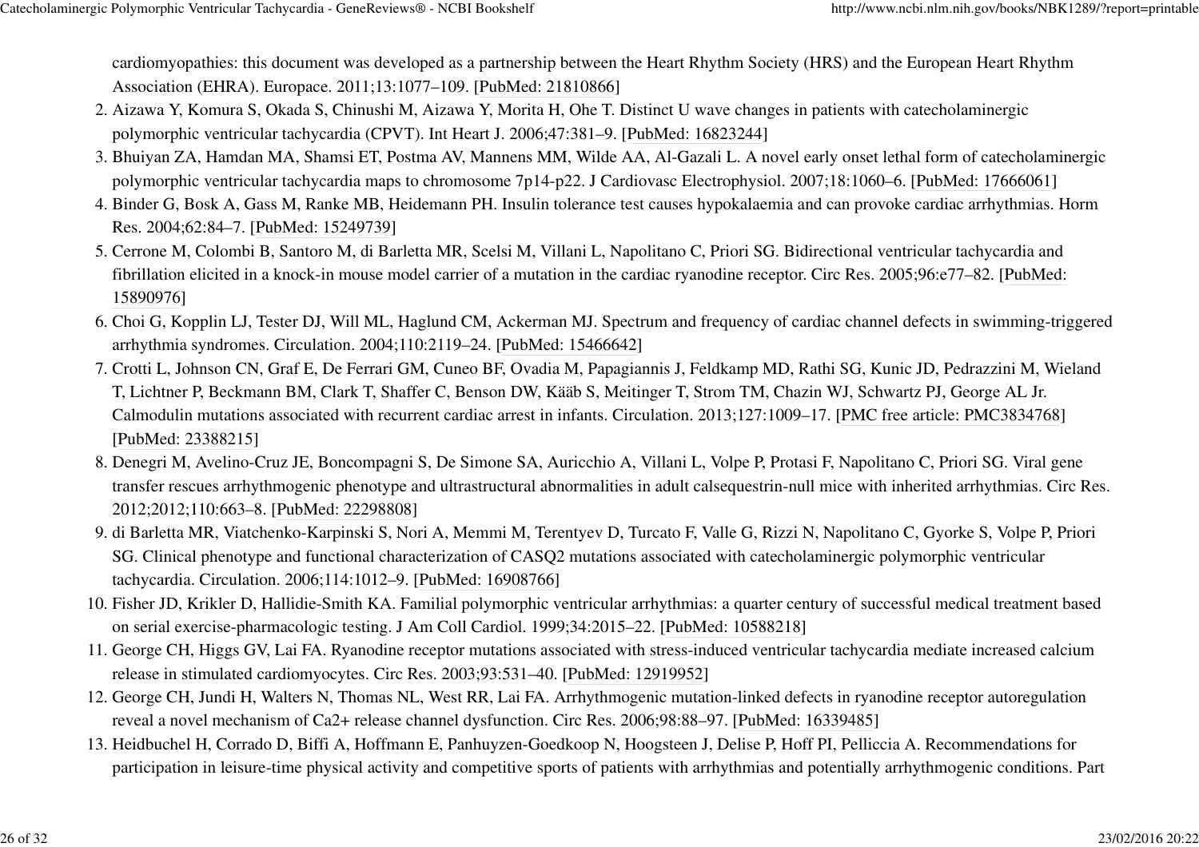cardiomyopathies: this document was developed as a partnership between the Heart Rhythm Society (HRS) and the European Heart Rhythm Association (EHRA). Europace. 2011;13:1077–109. [PubMed: 21810866]

2. Aizawa Y, Komura S, Okada S, Chinushi M, Aizawa Y, Morita H, Ohe T. Distinct U wave changes in patients with catecholaminergic polymorphic ventricular tachycardia (CPVT). Int Heart J. 2006;47:381–9. [PubMed: 16823244]
3. Bhuiyan ZA, Hamdan MA, Shamsi ET, Postma AV, Mannens MM, Wilde AA, Al-Gazali L. A novel early onset lethal form of catecholaminergic polymorphic ventricular tachycardia maps to chromosome 7p14-p22. J Cardiovasc Electrophysiol. 2007;18:1060–6. [PubMed: 17666061]
4. Binder G, Bosk A, Gass M, Ranke MB, Heidemann PH. Insulin tolerance test causes hypokalaemia and can provoke cardiac arrhythmias. Horm Res. 2004;62:84–7. [PubMed: 15249739]
5. Cerrone M, Colombi B, Santoro M, di Barletta MR, Scelsi M, Villani L, Napolitano C, Priori SG. Bidirectional ventricular tachycardia and fibrillation elicited in a knock-in mouse model carrier of a mutation in the cardiac ryanodine receptor. Circ Res. 2005;96:e77–82. [PubMed: 15890976]
6. Choi G, Kopplin LJ, Tester DJ, Will ML, Haglund CM, Ackerman MJ. Spectrum and frequency of cardiac channel defects in swimming-triggered arrhythmia syndromes. Circulation. 2004;110:2119–24. [PubMed: 15466642]
7. Crotti L, Johnson CN, Graf E, De Ferrari GM, Cuneo BF, Ovadia M, Papagiannis J, Feldkamp MD, Rathi SG, Kunic JD, Pedrazzini M, Wieland T, Lichtner P, Beckmann BM, Clark T, Shaffer C, Benson DW, Kääb S, Meitinger T, Strom TM, Chazin WJ, Schwartz PJ, George AL Jr. Calmodulin mutations associated with recurrent cardiac arrest in infants. Circulation. 2013;127:1009–17. [PMC free article: PMC3834768] [PubMed: 23388215]
8. Denegri M, Avelino-Cruz JE, Boncompagni S, De Simone SA, Auricchio A, Villani L, Volpe P, Protasi F, Napolitano C, Priori SG. Viral gene transfer rescues arrhythmogenic phenotype and ultrastructural abnormalities in adult calsequestrin-null mice with inherited arrhythmias. Circ Res. 2012;2012;110:663–8. [PubMed: 22298808]
9. di Barletta MR, Viatchenko-Karpinski S, Nori A, Memmi M, Terentyev D, Turcato F, Valle G, Rizzi N, Napolitano C, Gyorke S, Volpe P, Priori SG. Clinical phenotype and functional characterization of CASQ2 mutations associated with catecholaminergic polymorphic ventricular tachycardia. Circulation. 2006;114:1012–9. [PubMed: 16908766]
10. Fisher JD, Krikler D, Hallidie-Smith KA. Familial polymorphic ventricular arrhythmias: a quarter century of successful medical treatment based on serial exercise-pharmacologic testing. J Am Coll Cardiol. 1999;34:2015–22. [PubMed: 10588218]
11. George CH, Higgs GV, Lai FA. Ryanodine receptor mutations associated with stress-induced ventricular tachycardia mediate increased calcium release in stimulated cardiomyocytes. Circ Res. 2003;93:531–40. [PubMed: 12919952]
12. George CH, Jundi H, Walters N, Thomas NL, West RR, Lai FA. Arrhythmogenic mutation-linked defects in ryanodine receptor autoregulation reveal a novel mechanism of Ca2+ release channel dysfunction. Circ Res. 2006;98:88–97. [PubMed: 16339485]
13. Heidbuchel H, Corrado D, Biffi A, Hoffmann E, Panhuyzen-Goedkoop N, Hoogsteen J, Delise P, Hoff PI, Pelliccia A. Recommendations for participation in leisure-time physical activity and competitive sports of patients with arrhythmias and potentially arrhythmogenic conditions. Part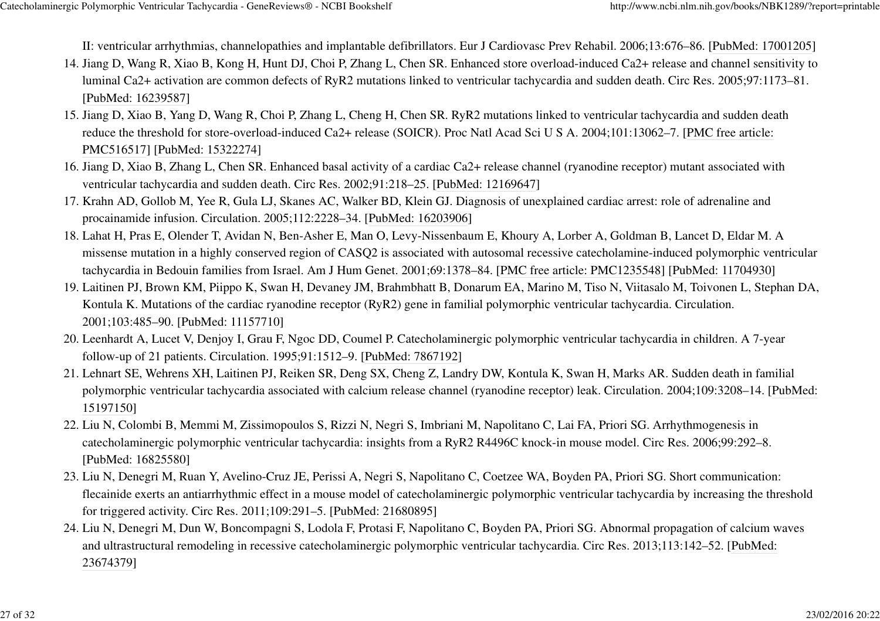II: ventricular arrhythmias, channelopathies and implantable defibrillators. Eur J Cardiovasc Prev Rehabil. 2006;13:676–86. [PubMed: 17001205]

14. Jiang D, Wang R, Xiao B, Kong H, Hunt DJ, Choi P, Zhang L, Chen SR. Enhanced store overload-induced Ca2+ release and channel sensitivity to luminal Ca2+ activation are common defects of RyR2 mutations linked to ventricular tachycardia and sudden death. Circ Res. 2005;97:1173–81. [PubMed: 16239587]
15. Jiang D, Xiao B, Yang D, Wang R, Choi P, Zhang L, Cheng H, Chen SR. RyR2 mutations linked to ventricular tachycardia and sudden death reduce the threshold for store-overload-induced Ca2+ release (SOICR). Proc Natl Acad Sci U S A. 2004;101:13062–7. [PMC free article: PMC516517] [PubMed: 15322274]
16. Jiang D, Xiao B, Zhang L, Chen SR. Enhanced basal activity of a cardiac Ca2+ release channel (ryanodine receptor) mutant associated with ventricular tachycardia and sudden death. Circ Res. 2002;91:218–25. [PubMed: 12169647]
17. Krahn AD, Gollob M, Yee R, Gula LJ, Skanes AC, Walker BD, Klein GJ. Diagnosis of unexplained cardiac arrest: role of adrenaline and procainamide infusion. Circulation. 2005;112:2228–34. [PubMed: 16203906]
18. Lahat H, Pras E, Olender T, Avidan N, Ben-Asher E, Man O, Levy-Nissenbaum E, Khoury A, Lorber A, Goldman B, Lancet D, Eldar M. A missense mutation in a highly conserved region of CASQ2 is associated with autosomal recessive catecholamine-induced polymorphic ventricular tachycardia in Bedouin families from Israel. Am J Hum Genet. 2001;69:1378–84. [PMC free article: PMC1235548] [PubMed: 11704930]
19. Laitinen PJ, Brown KM, Piippo K, Swan H, Devaney JM, Brahmbhatt B, Donarum EA, Marino M, Tiso N, Viitasalo M, Toivonen L, Stephan DA, Kontula K. Mutations of the cardiac ryanodine receptor (RyR2) gene in familial polymorphic ventricular tachycardia. Circulation. 2001;103:485–90. [PubMed: 11157710]
20. Leenhardt A, Lucet V, Denjoy I, Grau F, Ngoc DD, Coumel P. Catecholaminergic polymorphic ventricular tachycardia in children. A 7-year follow-up of 21 patients. Circulation. 1995;91:1512–9. [PubMed: 7867192]
21. Lehnart SE, Wehrens XH, Laitinen PJ, Reiken SR, Deng SX, Cheng Z, Landry DW, Kontula K, Swan H, Marks AR. Sudden death in familial polymorphic ventricular tachycardia associated with calcium release channel (ryanodine receptor) leak. Circulation. 2004;109:3208–14. [PubMed: 15197150]
22. Liu N, Colombi B, Memmi M, Zissimopoulos S, Rizzi N, Negri S, Imbriani M, Napolitano C, Lai FA, Priori SG. Arrhythmogenesis in catecholaminergic polymorphic ventricular tachycardia: insights from a RyR2 R4496C knock-in mouse model. Circ Res. 2006;99:292–8. [PubMed: 16825580]
23. Liu N, Denegri M, Ruan Y, Avelino-Cruz JE, Perissi A, Negri S, Napolitano C, Coetzee WA, Boyden PA, Priori SG. Short communication: flecainide exerts an antiarrhythmic effect in a mouse model of catecholaminergic polymorphic ventricular tachycardia by increasing the threshold for triggered activity. Circ Res. 2011;109:291–5. [PubMed: 21680895]
24. Liu N, Denegri M, Dun W, Boncompagni S, Lodola F, Protasi F, Napolitano C, Boyden PA, Priori SG. Abnormal propagation of calcium waves and ultrastructural remodeling in recessive catecholaminergic polymorphic ventricular tachycardia. Circ Res. 2013;113:142–52. [PubMed: 23674379]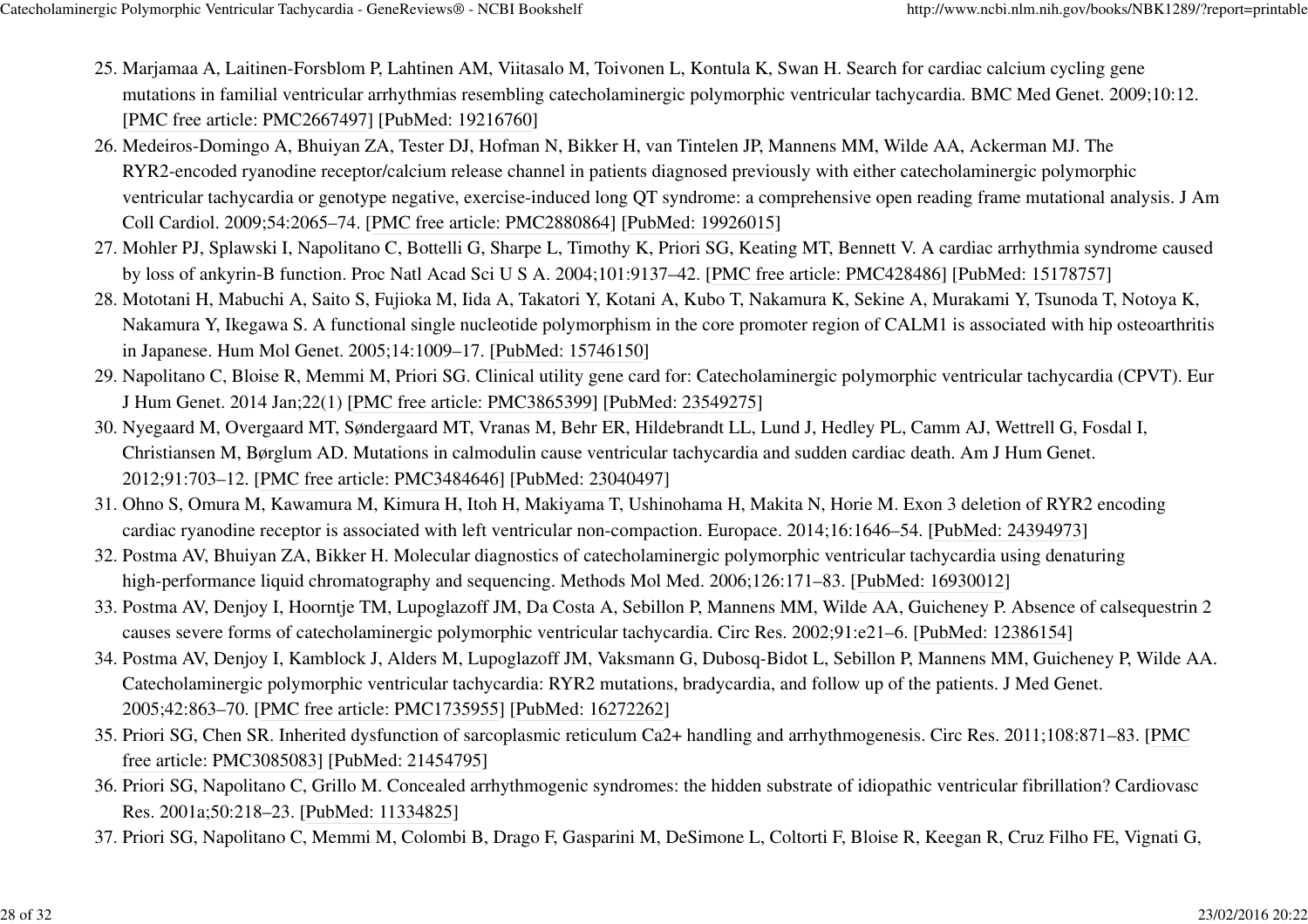25. Marjamaa A, Laitinen-Forsblom P, Lahtinen AM, Viitasalo M, Toivonen L, Kontula K, Swan H. Search for cardiac calcium cycling gene mutations in familial ventricular arrhythmias resembling catecholaminergic polymorphic ventricular tachycardia. BMC Med Genet. 2009;10:12. [PMC free article: PMC2667497] [PubMed: 19216760]
26. Medeiros-Domingo A, Bhuiyan ZA, Tester DJ, Hofman N, Bikker H, van Tintelen JP, Mannens MM, Wilde AA, Ackerman MJ. The RYR2-encoded ryanodine receptor/calcium release channel in patients diagnosed previously with either catecholaminergic polymorphic ventricular tachycardia or genotype negative, exercise-induced long QT syndrome: a comprehensive open reading frame mutational analysis. J Am Coll Cardiol. 2009;54:2065–74. [PMC free article: PMC2880864] [PubMed: 19926015]
27. Mohler PJ, Splawski I, Napolitano C, Bottelli G, Sharpe L, Timothy K, Priori SG, Keating MT, Bennett V. A cardiac arrhythmia syndrome caused by loss of ankyrin-B function. Proc Natl Acad Sci U S A. 2004;101:9137–42. [PMC free article: PMC428486] [PubMed: 15178757]
28. Mototani H, Mabuchi A, Saito S, Fujioka M, Iida A, Takatori Y, Kotani A, Kubo T, Nakamura K, Sekine A, Murakami Y, Tsunoda T, Notoya K, Nakamura Y, Ikegawa S. A functional single nucleotide polymorphism in the core promoter region of CALM1 is associated with hip osteoarthritis in Japanese. Hum Mol Genet. 2005;14:1009–17. [PubMed: 15746150]
29. Napolitano C, Bloise R, Memmi M, Priori SG. Clinical utility gene card for: Catecholaminergic polymorphic ventricular tachycardia (CPVT). Eur J Hum Genet. 2014 Jan;22(1) [PMC free article: PMC3865399] [PubMed: 23549275]
30. Nyegaard M, Overgaard MT, Søndergaard MT, Vranas M, Behr ER, Hildebrandt LL, Lund J, Hedley PL, Camm AJ, Wettrell G, Fosdal I, Christiansen M, Børglum AD. Mutations in calmodulin cause ventricular tachycardia and sudden cardiac death. Am J Hum Genet. 2012;91:703–12. [PMC free article: PMC3484646] [PubMed: 23040497]
31. Ohno S, Omura M, Kawamura M, Kimura H, Itoh H, Makiyama T, Ushinohama H, Makita N, Horie M. Exon 3 deletion of RYR2 encoding cardiac ryanodine receptor is associated with left ventricular non-compaction. Europace. 2014;16:1646–54. [PubMed: 24394973]
32. Postma AV, Bhuiyan ZA, Bikker H. Molecular diagnostics of catecholaminergic polymorphic ventricular tachycardia using denaturing high-performance liquid chromatography and sequencing. Methods Mol Med. 2006;126:171–83. [PubMed: 16930012]
33. Postma AV, Denjoy I, Hoorntje TM, Lupoglazoff JM, Da Costa A, Sebillon P, Mannens MM, Wilde AA, Guicheney P. Absence of calsequestrin 2 causes severe forms of catecholaminergic polymorphic ventricular tachycardia. Circ Res. 2002;91:e21–6. [PubMed: 12386154]
34. Postma AV, Denjoy I, Kamblock J, Alders M, Lupoglazoff JM, Vaksmann G, Dubosq-Bidot L, Sebillon P, Mannens MM, Guicheney P, Wilde AA. Catecholaminergic polymorphic ventricular tachycardia: RYR2 mutations, bradycardia, and follow up of the patients. J Med Genet. 2005;42:863–70. [PMC free article: PMC1735955] [PubMed: 16272262]
35. Priori SG, Chen SR. Inherited dysfunction of sarcoplasmic reticulum Ca2+ handling and arrhythmogenesis. Circ Res. 2011;108:871–83. [PMC free article: PMC3085083] [PubMed: 21454795]
36. Priori SG, Napolitano C, Grillo M. Concealed arrhythmogenic syndromes: the hidden substrate of idiopathic ventricular fibrillation? Cardiovasc Res. 2001a;50:218–23. [PubMed: 11334825]
37. Priori SG, Napolitano C, Memmi M, Colombi B, Drago F, Gasparini M, DeSimone L, Coltorti F, Bloise R, Keegan R, Cruz Filho FE, Vignati G,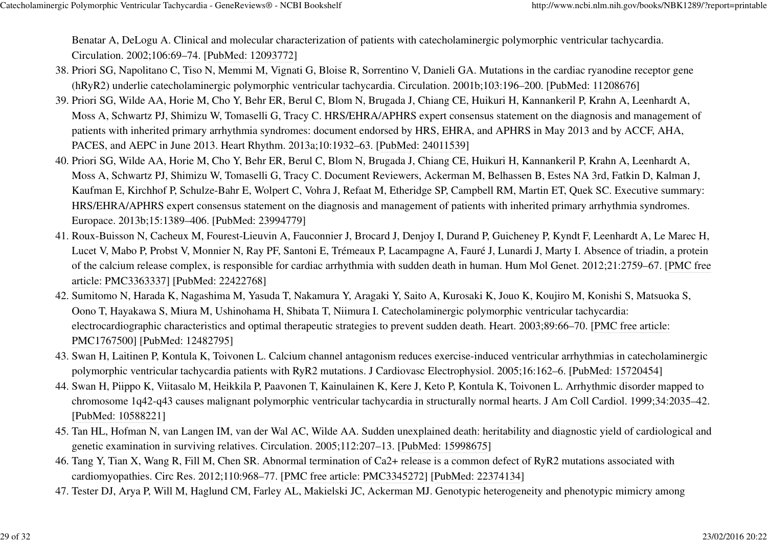Benatar A, DeLogu A. Clinical and molecular characterization of patients with catecholaminergic polymorphic ventricular tachycardia. Circulation. 2002;106:69–74. [PubMed: 12093772]

38. Priori SG, Napolitano C, Tiso N, Memmi M, Vignati G, Bloise R, Sorrentino V, Danieli GA. Mutations in the cardiac ryanodine receptor gene (hRyR2) underlie catecholaminergic polymorphic ventricular tachycardia. Circulation. 2001b;103:196–200. [PubMed: 11208676]
39. Priori SG, Wilde AA, Horie M, Cho Y, Behr ER, Berul C, Blom N, Brugada J, Chiang CE, Huikuri H, Kannankeril P, Krahn A, Leenhardt A, Moss A, Schwartz PJ, Shimizu W, Tomaselli G, Tracy C. HRS/EHRA/APHRS expert consensus statement on the diagnosis and management of patients with inherited primary arrhythmia syndromes: document endorsed by HRS, EHRA, and APHRS in May 2013 and by ACCF, AHA, PACES, and AEPC in June 2013. Heart Rhythm. 2013a;10:1932–63. [PubMed: 24011539]
40. Priori SG, Wilde AA, Horie M, Cho Y, Behr ER, Berul C, Blom N, Brugada J, Chiang CE, Huikuri H, Kannankeril P, Krahn A, Leenhardt A, Moss A, Schwartz PJ, Shimizu W, Tomaselli G, Tracy C. Document Reviewers, Ackerman M, Belhassen B, Estes NA 3rd, Fatkin D, Kalman J, Kaufman E, Kirchhof P, Schulze-Bahr E, Wolpert C, Vohra J, Refaat M, Etheridge SP, Campbell RM, Martin ET, Quek SC. Executive summary: HRS/EHRA/APHRS expert consensus statement on the diagnosis and management of patients with inherited primary arrhythmia syndromes. Europace. 2013b;15:1389–406. [PubMed: 23994779]
41. Roux-Buisson N, Cacheux M, Fourest-Lieuvin A, Fauconnier J, Brocard J, Denjoy I, Durand P, Guicheney P, Kyndt F, Leenhardt A, Le Marec H, Lucet V, Mabo P, Probst V, Monnier N, Ray PF, Santoni E, Trémeaux P, Lacampagne A, Fauré J, Lunardi J, Marty I. Absence of triadin, a protein of the calcium release complex, is responsible for cardiac arrhythmia with sudden death in human. Hum Mol Genet. 2012;21:2759–67. [PMC free article: PMC3363337] [PubMed: 22422768]
42. Sumitomo N, Harada K, Nagashima M, Yasuda T, Nakamura Y, Aragaki Y, Saito A, Kurosaki K, Jouo K, Koujiro M, Konishi S, Matsuoka S, Oono T, Hayakawa S, Miura M, Ushinohama H, Shibata T, Niimura I. Catecholaminergic polymorphic ventricular tachycardia: electrocardiographic characteristics and optimal therapeutic strategies to prevent sudden death. Heart. 2003;89:66–70. [PMC free article: PMC1767500] [PubMed: 12482795]
43. Swan H, Laitinen P, Kontula K, Toivonen L. Calcium channel antagonism reduces exercise-induced ventricular arrhythmias in catecholaminergic polymorphic ventricular tachycardia patients with RyR2 mutations. J Cardiovasc Electrophysiol. 2005;16:162–6. [PubMed: 15720454]
44. Swan H, Piippo K, Viitasalo M, Heikkila P, Paavonen T, Kainulainen K, Kere J, Keto P, Kontula K, Toivonen L. Arrhythmic disorder mapped to chromosome 1q42-q43 causes malignant polymorphic ventricular tachycardia in structurally normal hearts. J Am Coll Cardiol. 1999;34:2035–42. [PubMed: 10588221]
45. Tan HL, Hofman N, van Langen IM, van der Wal AC, Wilde AA. Sudden unexplained death: heritability and diagnostic yield of cardiological and genetic examination in surviving relatives. Circulation. 2005;112:207–13. [PubMed: 15998675]
46. Tang Y, Tian X, Wang R, Fill M, Chen SR. Abnormal termination of Ca2+ release is a common defect of RyR2 mutations associated with cardiomyopathies. Circ Res. 2012;110:968–77. [PMC free article: PMC3345272] [PubMed: 22374134]
47. Tester DJ, Arya P, Will M, Haglund CM, Farley AL, Makielski JC, Ackerman MJ. Genotypic heterogeneity and phenotypic mimicry among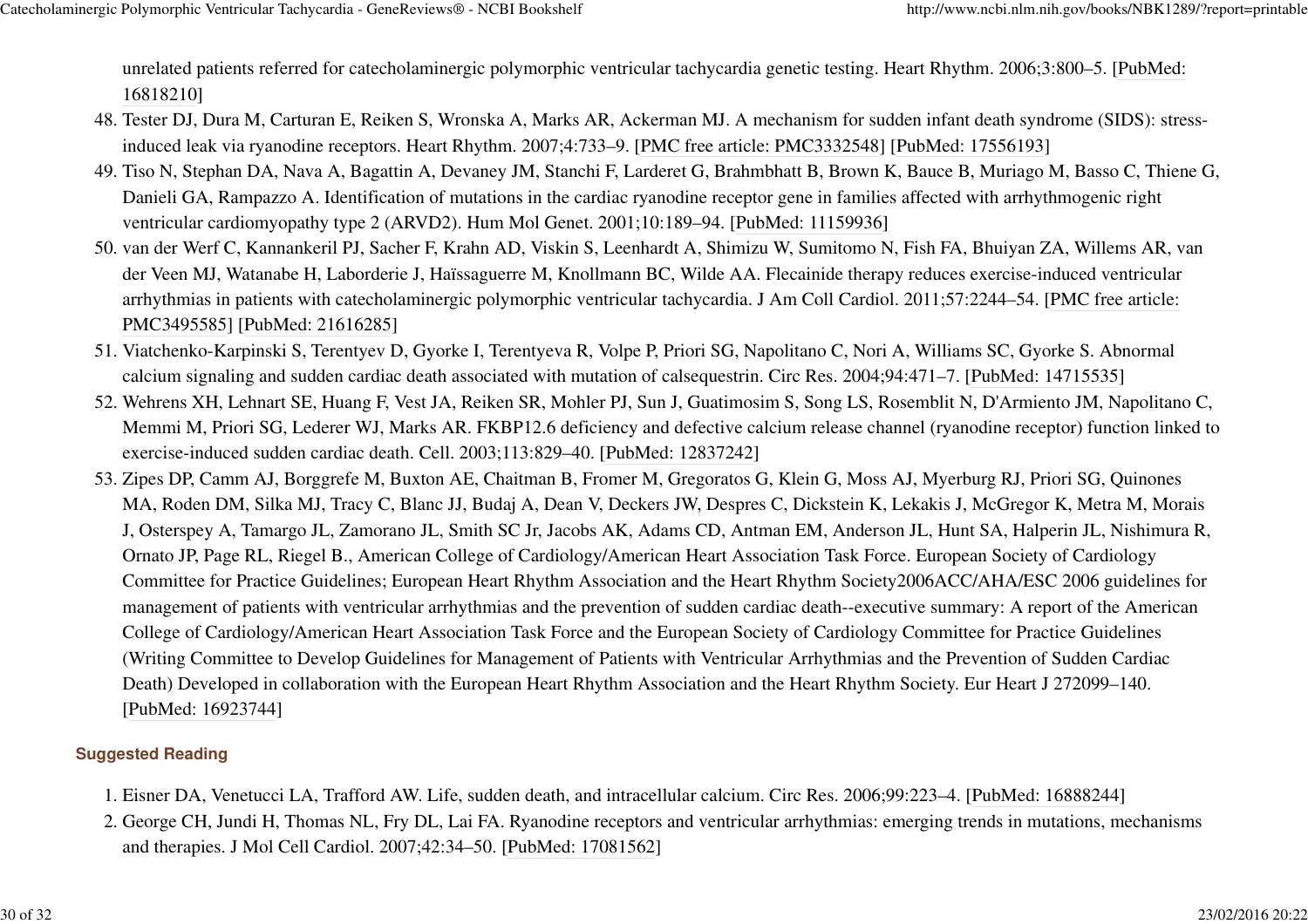unrelated patients referred for catecholaminergic polymorphic ventricular tachycardia genetic testing. Heart Rhythm. 2006;3:800–5. [PubMed: 16818210]

48. Tester DJ, Dura M, Carturan E, Reiken S, Wronska A, Marks AR, Ackerman MJ. A mechanism for sudden infant death syndrome (SIDS): stress-induced leak via ryanodine receptors. Heart Rhythm. 2007;4:733–9. [PMC free article: PMC3332548] [PubMed: 17556193]
49. Tiso N, Stephan DA, Nava A, Bagattin A, Devaney JM, Stanchi F, Larderet G, Brahmbhatt B, Brown K, Bauce B, Muriago M, Basso C, Thiene G, Danieli GA, Rampazzo A. Identification of mutations in the cardiac ryanodine receptor gene in families affected with arrhythmogenic right ventricular cardiomyopathy type 2 (ARVD2). Hum Mol Genet. 2001;10:189–94. [PubMed: 11159936]
50. van der Werf C, Kannankeril PJ, Sacher F, Krahn AD, Viskin S, Leenhardt A, Shimizu W, Sumitomo N, Fish FA, Bhuiyan ZA, Willems AR, van der Veen MJ, Watanabe H, Laborderie J, Haïssaguerre M, Knollmann BC, Wilde AA. Flecainide therapy reduces exercise-induced ventricular arrhythmias in patients with catecholaminergic polymorphic ventricular tachycardia. J Am Coll Cardiol. 2011;57:2244–54. [PMC free article: PMC3495585] [PubMed: 21616285]
51. Viatchenko-Karpinski S, Terentyev D, Gyorke I, Terentyeva R, Volpe P, Priori SG, Napolitano C, Nori A, Williams SC, Gyorke S. Abnormal calcium signaling and sudden cardiac death associated with mutation of calsequestrin. Circ Res. 2004;94:471–7. [PubMed: 14715535]
52. Wehrens XH, Lehnart SE, Huang F, Vest JA, Reiken SR, Mohler PJ, Sun J, Guatimosim S, Song LS, Rosemblit N, D'Armiento JM, Napolitano C, Memmi M, Priori SG, Lederer WJ, Marks AR. FKBP12.6 deficiency and defective calcium release channel (ryanodine receptor) function linked to exercise-induced sudden cardiac death. Cell. 2003;113:829–40. [PubMed: 12837242]
53. Zipes DP, Camm AJ, Borggrefe M, Buxton AE, Chaitman B, Fromer M, Gregoratos G, Klein G, Moss AJ, Myerburg RJ, Priori SG, Quinones MA, Roden DM, Silka MJ, Tracy C, Blanc JJ, Budaj A, Dean V, Deckers JW, Despres C, Dickstein K, Lekakis J, McGregor K, Metra M, Morais J, Osterspey A, Tamargo JL, Zamorano JL, Smith SC Jr, Jacobs AK, Adams CD, Antman EM, Anderson JL, Hunt SA, Halperin JL, Nishimura R, Ornato JP, Page RL, Riegel B., American College of Cardiology/American Heart Association Task Force. European Society of Cardiology Committee for Practice Guidelines; European Heart Rhythm Association and the Heart Rhythm Society2006ACC/AHA/ESC 2006 guidelines for management of patients with ventricular arrhythmias and the prevention of sudden cardiac death--executive summary: A report of the American College of Cardiology/American Heart Association Task Force and the European Society of Cardiology Committee for Practice Guidelines (Writing Committee to Develop Guidelines for Management of Patients with Ventricular Arrhythmias and the Prevention of Sudden Cardiac Death) Developed in collaboration with the European Heart Rhythm Association and the Heart Rhythm Society. Eur Heart J 272099–140. [PubMed: 16923744]

### Suggested Reading

1. Eisner DA, Venetucci LA, Trafford AW. Life, sudden death, and intracellular calcium. Circ Res. 2006;99:223–4. [PubMed: 16888244]
2. George CH, Jundi H, Thomas NL, Fry DL, Lai FA. Ryanodine receptors and ventricular arrhythmias: emerging trends in mutations, mechanisms and therapies. J Mol Cell Cardiol. 2007;42:34–50. [PubMed: 17081562]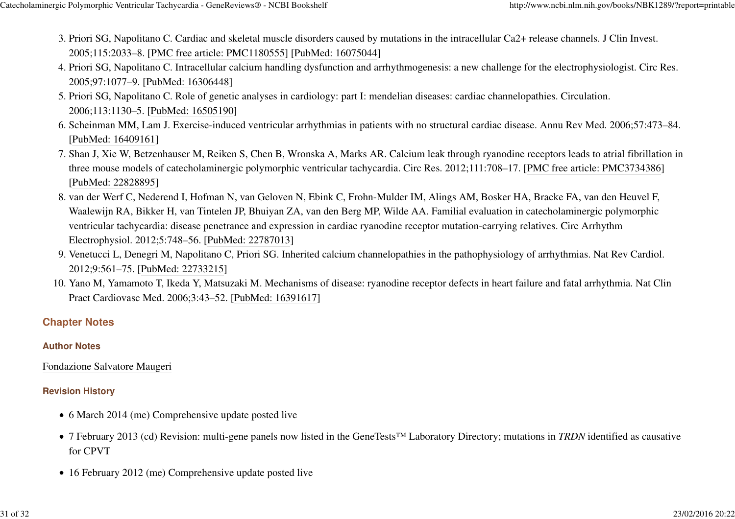3. Priori SG, Napolitano C. Cardiac and skeletal muscle disorders caused by mutations in the intracellular Ca2+ release channels. J Clin Invest. 2005;115:2033–8. [PMC free article: PMC1180555] [PubMed: 16075044]
4. Priori SG, Napolitano C. Intracellular calcium handling dysfunction and arrhythmogenesis: a new challenge for the electrophysiologist. Circ Res. 2005;97:1077–9. [PubMed: 16306448]
5. Priori SG, Napolitano C. Role of genetic analyses in cardiology: part I: mendelian diseases: cardiac channelopathies. Circulation. 2006;113:1130–5. [PubMed: 16505190]
6. Scheinman MM, Lam J. Exercise-induced ventricular arrhythmias in patients with no structural cardiac disease. Annu Rev Med. 2006;57:473–84. [PubMed: 16409161]
7. Shan J, Xie W, Betzenhauser M, Reiken S, Chen B, Wronska A, Marks AR. Calcium leak through ryanodine receptors leads to atrial fibrillation in three mouse models of catecholaminergic polymorphic ventricular tachycardia. Circ Res. 2012;111:708–17. [PMC free article: PMC3734386] [PubMed: 22828895]
8. van der Werf C, Nederend I, Hofman N, van Geloven N, Ebink C, Frohn-Mulder IM, Alings AM, Bosker HA, Bracke FA, van den Heuvel F, Waalewijn RA, Bikker H, van Tintelen JP, Bhuiyan ZA, van den Berg MP, Wilde AA. Familial evaluation in catecholaminergic polymorphic ventricular tachycardia: disease penetrance and expression in cardiac ryanodine receptor mutation-carrying relatives. Circ Arrhythm Electrophysiol. 2012;5:748–56. [PubMed: 22787013]
9. Venetucci L, Denegri M, Napolitano C, Priori SG. Inherited calcium channelopathies in the pathophysiology of arrhythmias. Nat Rev Cardiol. 2012;9:561–75. [PubMed: 22733215]
10. Yano M, Yamamoto T, Ikeda Y, Matsuzaki M. Mechanisms of disease: ryanodine receptor defects in heart failure and fatal arrhythmia. Nat Clin Pract Cardiovasc Med. 2006;3:43–52. [PubMed: 16391617]

## Chapter Notes

### Author Notes

Fondazione Salvatore Maugeri

### Revision History

- 6 March 2014 (me) Comprehensive update posted live
- 7 February 2013 (cd) Revision: multi-gene panels now listed in the GeneTests™ Laboratory Directory; mutations in *TRDN* identified as causative for CPVT
- 16 February 2012 (me) Comprehensive update posted live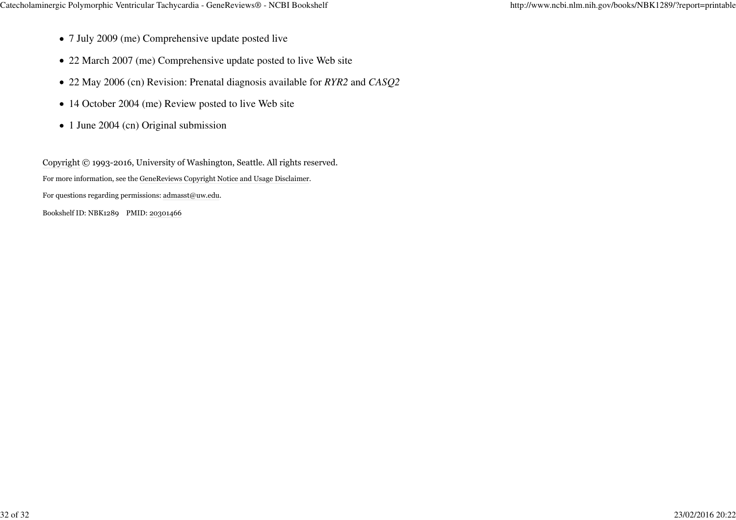- 7 July 2009 (me) Comprehensive update posted live
- 22 March 2007 (me) Comprehensive update posted to live Web site
- 22 May 2006 (cn) Revision: Prenatal diagnosis available for *RYR2* and *CASQ2*
- 14 October 2004 (me) Review posted to live Web site
- 1 June 2004 (cn) Original submission

Copyright © 1993-2016, University of Washington, Seattle. All rights reserved.

For more information, see the GeneReviews Copyright Notice and Usage Disclaimer.

For questions regarding permissions: admasst@uw.edu.

Bookshelf ID: NBK1289 PMID: 20301466